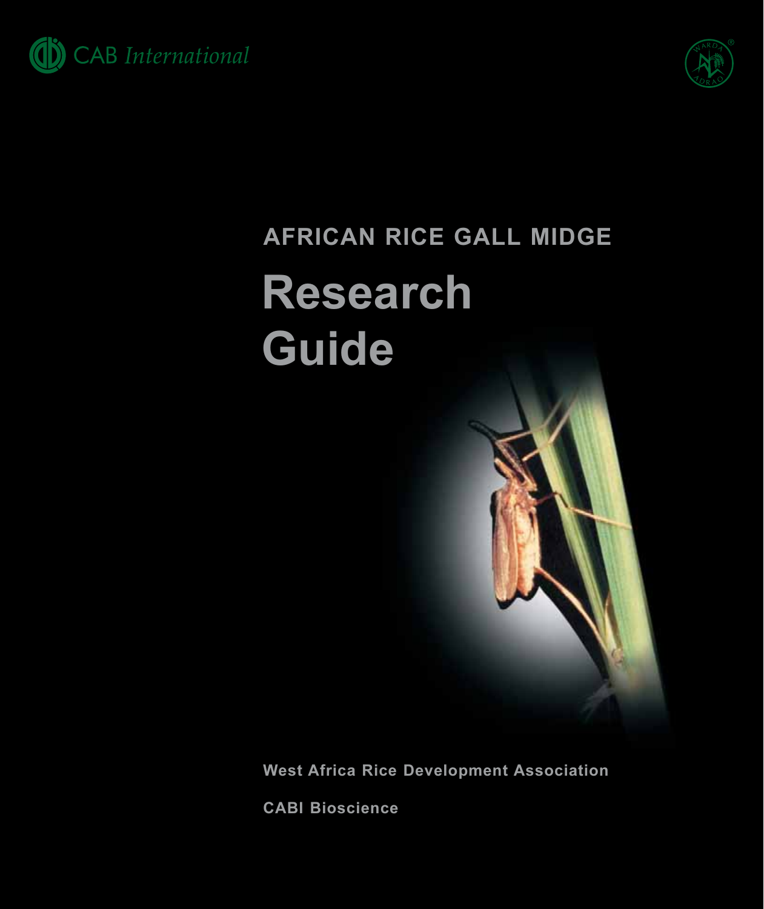CAB *International*

AFRICAN RICE GALL MIDGE

# Research Guide

**West Africa Rice Development Association**

**CABI Bioscience**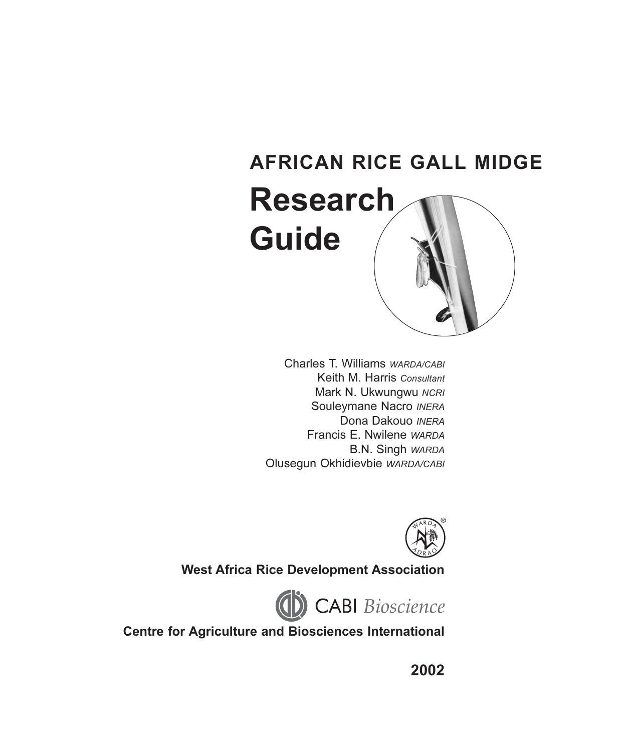**AFRICAN RICE GALL MIDGE**

# Research Guide

Charles T. Williams *WARDA/CABI*
Keith M. Harris *Consultant*
Mark N. Ukwungwu *NCRI*
Souleymane Nacro *INERA*
Dona Dakouo *INERA*
Francis E. Nwilene *WARDA*
B.N. Singh *WARDA*
Olusegun Okhidievbie *WARDA/CABI*

**West Africa Rice Development Association**

CABI *Bioscience*

**Centre for Agriculture and Biosciences International**

**2002**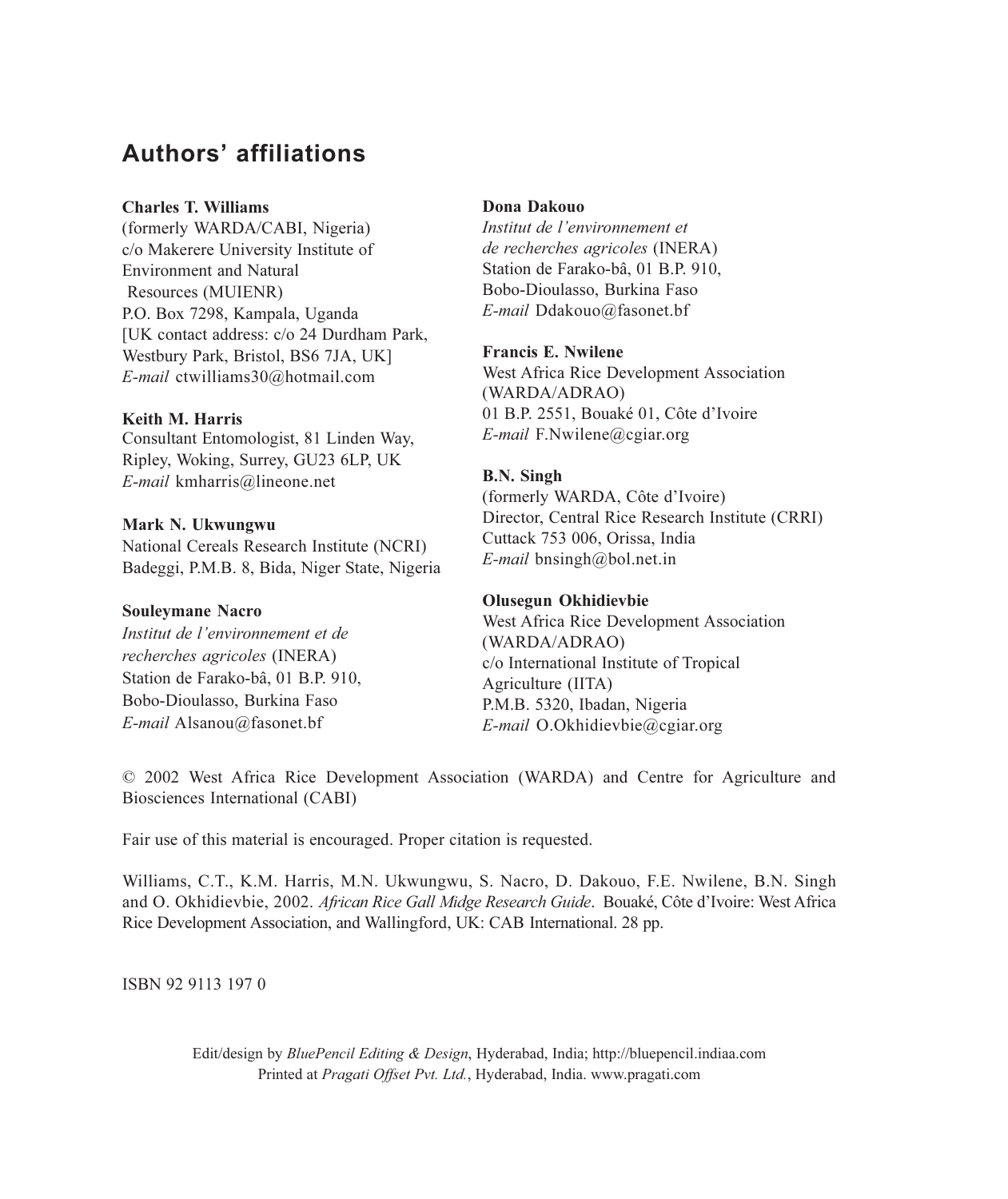## Authors' affiliations

**Charles T. Williams**
(formerly WARDA/CABI, Nigeria)
c/o Makerere University Institute of Environment and Natural Resources (MUIENR)
P.O. Box 7298, Kampala, Uganda
[UK contact address: c/o 24 Durdham Park, Westbury Park, Bristol, BS6 7JA, UK]
*E-mail* ctwilliams30@hotmail.com

**Keith M. Harris**
Consultant Entomologist, 81 Linden Way, Ripley, Woking, Surrey, GU23 6LP, UK
*E-mail* kmharris@lineone.net

**Mark N. Ukwungwu**
National Cereals Research Institute (NCRI)
Badeggi, P.M.B. 8, Bida, Niger State, Nigeria

**Souleymane Nacro**
*Institut de l'environnement et de recherches agricoles* (INERA)
Station de Farako-bâ, 01 B.P. 910, Bobo-Dioulasso, Burkina Faso
*E-mail* Alsanou@fasonet.bf

**Dona Dakouo**
*Institut de l'environnement et de recherches agricoles* (INERA)
Station de Farako-bâ, 01 B.P. 910, Bobo-Dioulasso, Burkina Faso
*E-mail* Ddakouo@fasonet.bf

**Francis E. Nwilene**
West Africa Rice Development Association (WARDA/ADRAO)
01 B.P. 2551, Bouaké 01, Côte d'Ivoire
*E-mail* F.Nwilene@cgiar.org

**B.N. Singh**
(formerly WARDA, Côte d'Ivoire)
Director, Central Rice Research Institute (CRRI)
Cuttack 753 006, Orissa, India
*E-mail* bnsingh@bol.net.in

**Olusegun Okhidievbie**
West Africa Rice Development Association (WARDA/ADRAO)
c/o International Institute of Tropical Agriculture (IITA)
P.M.B. 5320, Ibadan, Nigeria
*E-mail* O.Okhidievbie@cgiar.org

© 2002 West Africa Rice Development Association (WARDA) and Centre for Agriculture and Biosciences International (CABI)

Fair use of this material is encouraged. Proper citation is requested.

Williams, C.T., K.M. Harris, M.N. Ukwungwu, S. Nacro, D. Dakouo, F.E. Nwilene, B.N. Singh and O. Okhidievbie, 2002. *African Rice Gall Midge Research Guide*. Bouaké, Côte d'Ivoire: West Africa Rice Development Association, and Wallingford, UK: CAB International. 28 pp.

ISBN 92 9113 197 0

Edit/design by *BluePencil Editing & Design*, Hyderabad, India; http://bluepencil.indiaa.com
Printed at *Pragati Offset Pvt. Ltd.*, Hyderabad, India. www.pragati.com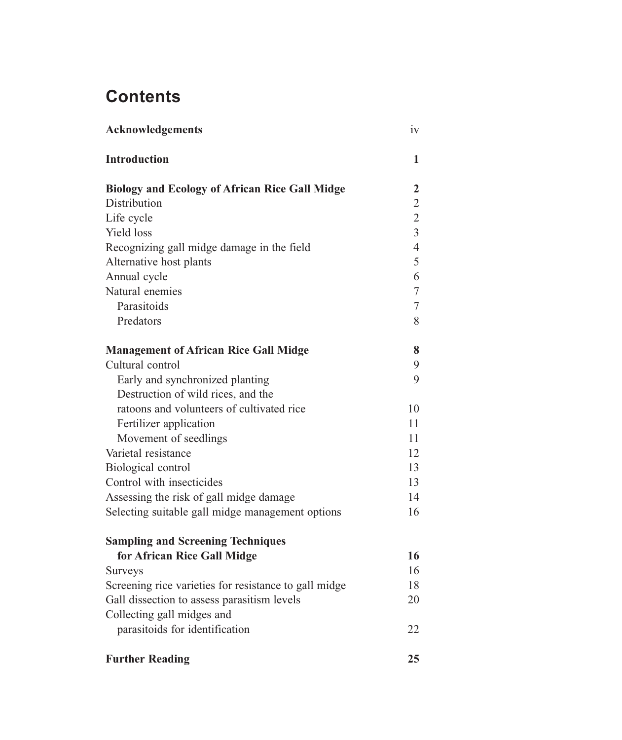# Contents

| | |
|---|---|
| **Acknowledgements** | iv |
| **Introduction** | **1** |
| **Biology and Ecology of African Rice Gall Midge** | **2** |
| Distribution | 2 |
| Life cycle | 2 |
| Yield loss | 3 |
| Recognizing gall midge damage in the field | 4 |
| Alternative host plants | 5 |
| Annual cycle | 6 |
| Natural enemies | 7 |
| Parasitoids | 7 |
| Predators | 8 |
| **Management of African Rice Gall Midge** | **8** |
| Cultural control | 9 |
| Early and synchronized planting | 9 |
| Destruction of wild rices, and the ratoons and volunteers of cultivated rice | 10 |
| Fertilizer application | 11 |
| Movement of seedlings | 11 |
| Varietal resistance | 12 |
| Biological control | 13 |
| Control with insecticides | 13 |
| Assessing the risk of gall midge damage | 14 |
| Selecting suitable gall midge management options | 16 |
| **Sampling and Screening Techniques for African Rice Gall Midge** | **16** |
| Surveys | 16 |
| Screening rice varieties for resistance to gall midge | 18 |
| Gall dissection to assess parasitism levels | 20 |
| Collecting gall midges and parasitoids for identification | 22 |
| **Further Reading** | **25** |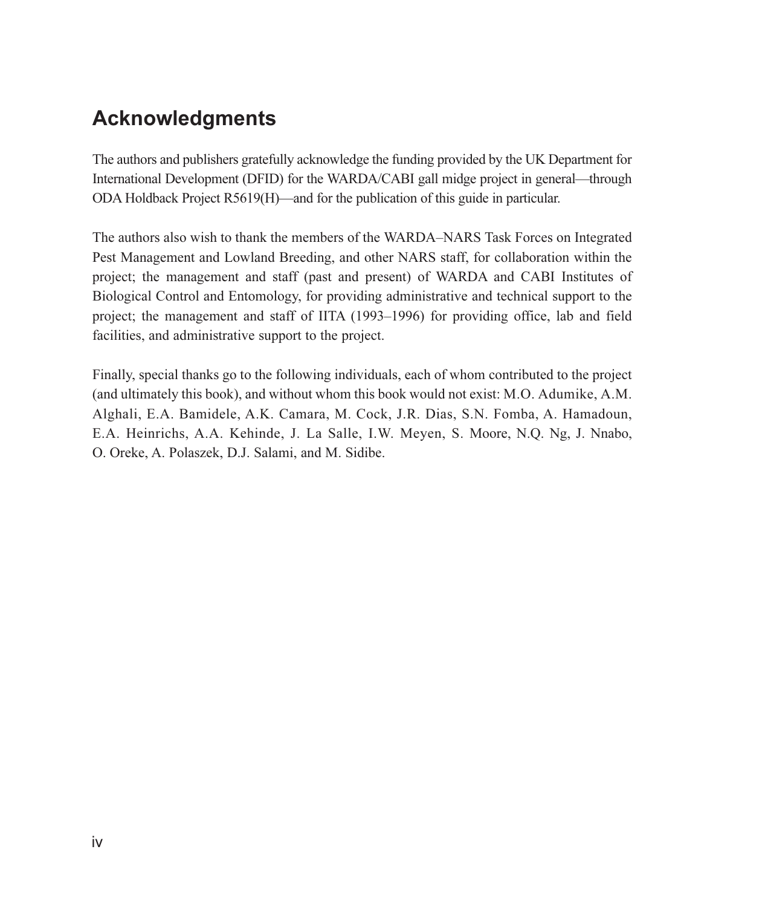## Acknowledgments

The authors and publishers gratefully acknowledge the funding provided by the UK Department for International Development (DFID) for the WARDA/CABI gall midge project in general—through ODA Holdback Project R5619(H)—and for the publication of this guide in particular.

The authors also wish to thank the members of the WARDA–NARS Task Forces on Integrated Pest Management and Lowland Breeding, and other NARS staff, for collaboration within the project; the management and staff (past and present) of WARDA and CABI Institutes of Biological Control and Entomology, for providing administrative and technical support to the project; the management and staff of IITA (1993–1996) for providing office, lab and field facilities, and administrative support to the project.

Finally, special thanks go to the following individuals, each of whom contributed to the project (and ultimately this book), and without whom this book would not exist: M.O. Adumike, A.M. Alghali, E.A. Bamidele, A.K. Camara, M. Cock, J.R. Dias, S.N. Fomba, A. Hamadoun, E.A. Heinrichs, A.A. Kehinde, J. La Salle, I.W. Meyen, S. Moore, N.Q. Ng, J. Nnabo, O. Oreke, A. Polaszek, D.J. Salami, and M. Sidibe.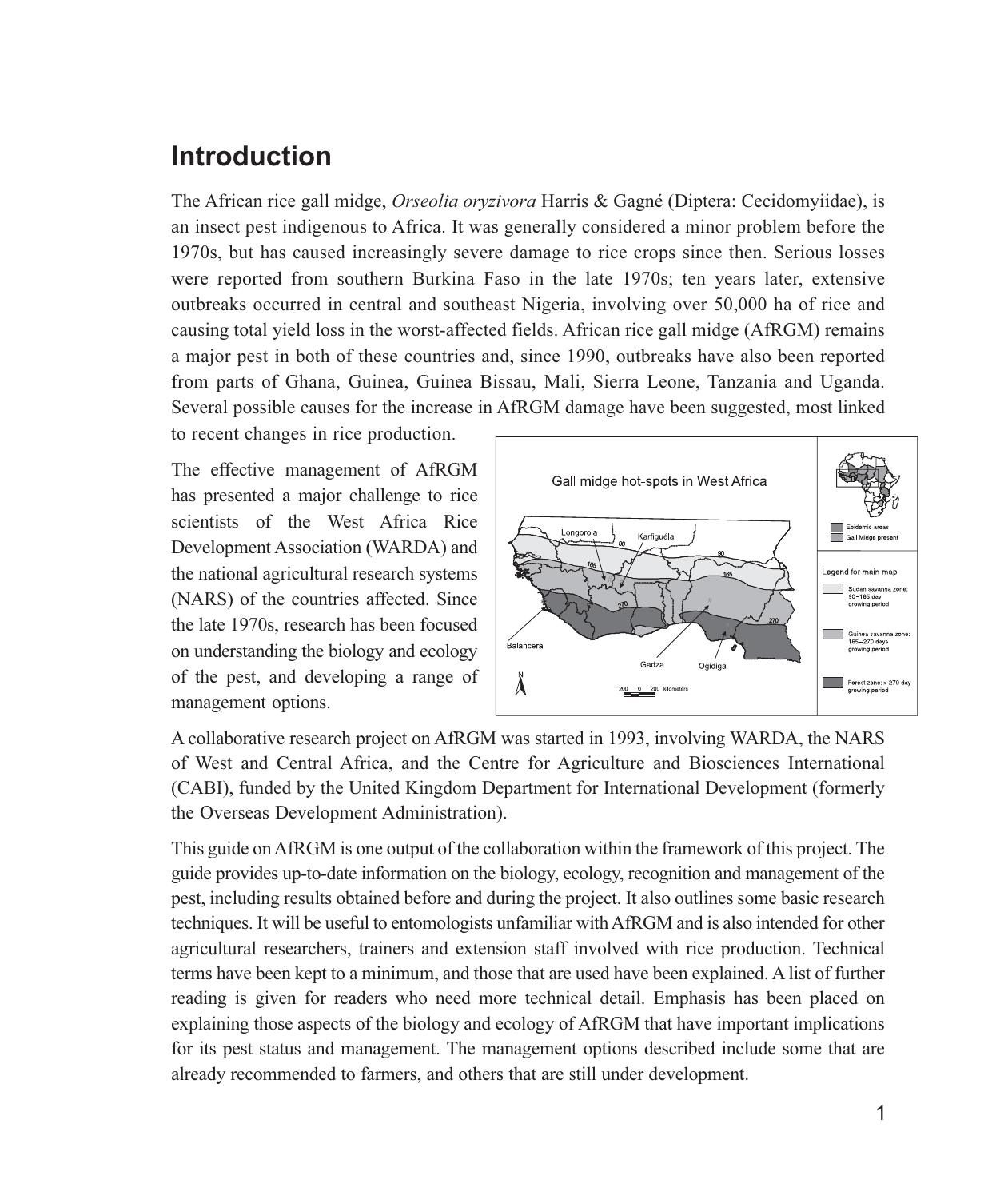# Introduction

The African rice gall midge, *Orseolia oryzivora* Harris & Gagné (Diptera: Cecidomyiidae), is an insect pest indigenous to Africa. It was generally considered a minor problem before the 1970s, but has caused increasingly severe damage to rice crops since then. Serious losses were reported from southern Burkina Faso in the late 1970s; ten years later, extensive outbreaks occurred in central and southeast Nigeria, involving over 50,000 ha of rice and causing total yield loss in the worst-affected fields. African rice gall midge (AfRGM) remains a major pest in both of these countries and, since 1990, outbreaks have also been reported from parts of Ghana, Guinea, Guinea Bissau, Mali, Sierra Leone, Tanzania and Uganda. Several possible causes for the increase in AfRGM damage have been suggested, most linked to recent changes in rice production.

The effective management of AfRGM has presented a major challenge to rice scientists of the West Africa Rice Development Association (WARDA) and the national agricultural research systems (NARS) of the countries affected. Since the late 1970s, research has been focused on understanding the biology and ecology of the pest, and developing a range of management options.

A collaborative research project on AfRGM was started in 1993, involving WARDA, the NARS of West and Central Africa, and the Centre for Agriculture and Biosciences International (CABI), funded by the United Kingdom Department for International Development (formerly the Overseas Development Administration).

This guide on AfRGM is one output of the collaboration within the framework of this project. The guide provides up-to-date information on the biology, ecology, recognition and management of the pest, including results obtained before and during the project. It also outlines some basic research techniques. It will be useful to entomologists unfamiliar with AfRGM and is also intended for other agricultural researchers, trainers and extension staff involved with rice production. Technical terms have been kept to a minimum, and those that are used have been explained. A list of further reading is given for readers who need more technical detail. Emphasis has been placed on explaining those aspects of the biology and ecology of AfRGM that have important implications for its pest status and management. The management options described include some that are already recommended to farmers, and others that are still under development.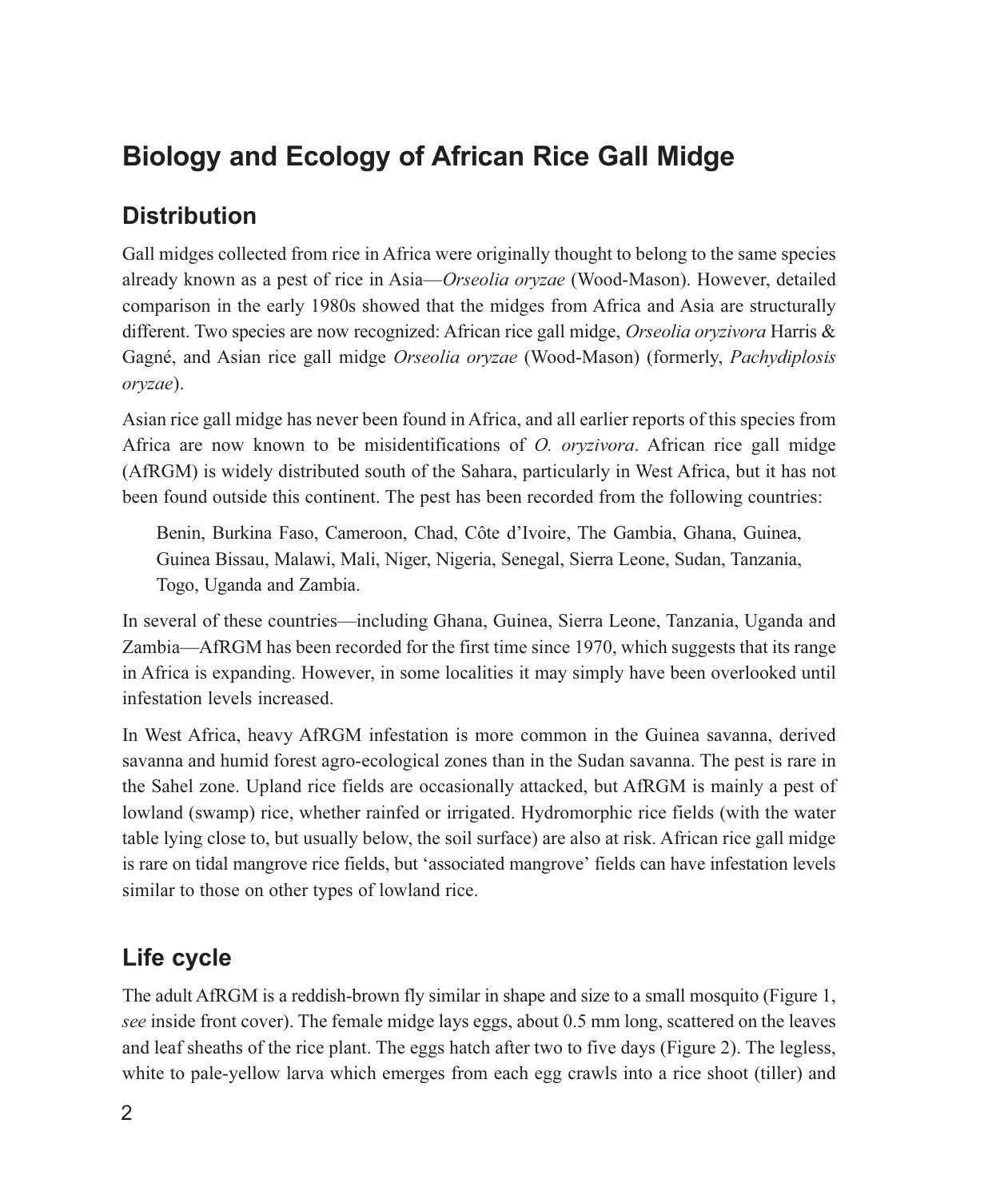# Biology and Ecology of African Rice Gall Midge

## Distribution

Gall midges collected from rice in Africa were originally thought to belong to the same species already known as a pest of rice in Asia—*Orseolia oryzae* (Wood-Mason). However, detailed comparison in the early 1980s showed that the midges from Africa and Asia are structurally different. Two species are now recognized: African rice gall midge, *Orseolia oryzivora* Harris & Gagné, and Asian rice gall midge *Orseolia oryzae* (Wood-Mason) (formerly, *Pachydiplosis oryzae*).

Asian rice gall midge has never been found in Africa, and all earlier reports of this species from Africa are now known to be misidentifications of *O. oryzivora*. African rice gall midge (AfRGM) is widely distributed south of the Sahara, particularly in West Africa, but it has not been found outside this continent. The pest has been recorded from the following countries:

> Benin, Burkina Faso, Cameroon, Chad, Côte d'Ivoire, The Gambia, Ghana, Guinea, Guinea Bissau, Malawi, Mali, Niger, Nigeria, Senegal, Sierra Leone, Sudan, Tanzania, Togo, Uganda and Zambia.

In several of these countries—including Ghana, Guinea, Sierra Leone, Tanzania, Uganda and Zambia—AfRGM has been recorded for the first time since 1970, which suggests that its range in Africa is expanding. However, in some localities it may simply have been overlooked until infestation levels increased.

In West Africa, heavy AfRGM infestation is more common in the Guinea savanna, derived savanna and humid forest agro-ecological zones than in the Sudan savanna. The pest is rare in the Sahel zone. Upland rice fields are occasionally attacked, but AfRGM is mainly a pest of lowland (swamp) rice, whether rainfed or irrigated. Hydromorphic rice fields (with the water table lying close to, but usually below, the soil surface) are also at risk. African rice gall midge is rare on tidal mangrove rice fields, but 'associated mangrove' fields can have infestation levels similar to those on other types of lowland rice.

## Life cycle

The adult AfRGM is a reddish-brown fly similar in shape and size to a small mosquito (Figure 1, *see* inside front cover). The female midge lays eggs, about 0.5 mm long, scattered on the leaves and leaf sheaths of the rice plant. The eggs hatch after two to five days (Figure 2). The legless, white to pale-yellow larva which emerges from each egg crawls into a rice shoot (tiller) and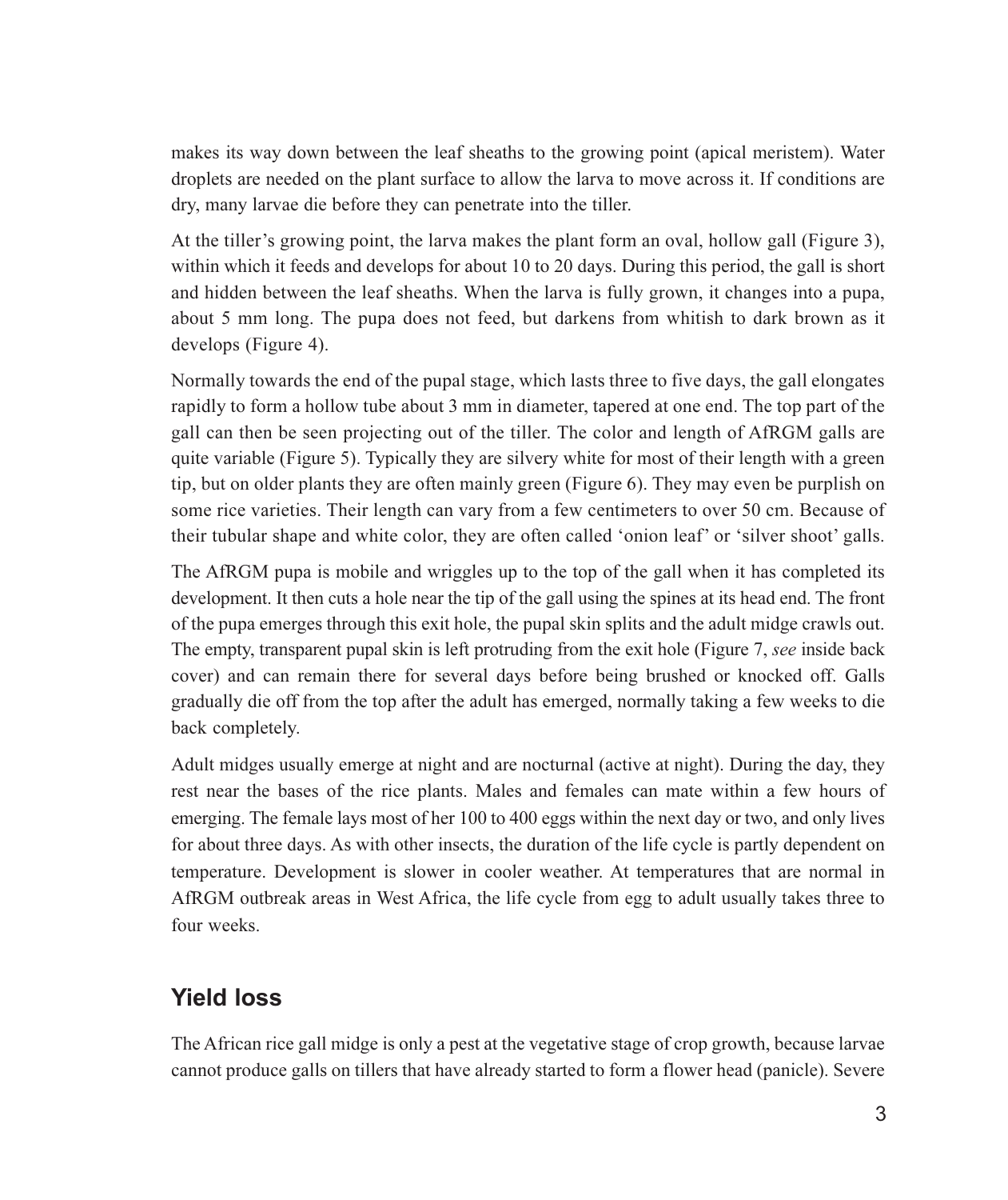makes its way down between the leaf sheaths to the growing point (apical meristem). Water droplets are needed on the plant surface to allow the larva to move across it. If conditions are dry, many larvae die before they can penetrate into the tiller.

At the tiller's growing point, the larva makes the plant form an oval, hollow gall (Figure 3), within which it feeds and develops for about 10 to 20 days. During this period, the gall is short and hidden between the leaf sheaths. When the larva is fully grown, it changes into a pupa, about 5 mm long. The pupa does not feed, but darkens from whitish to dark brown as it develops (Figure 4).

Normally towards the end of the pupal stage, which lasts three to five days, the gall elongates rapidly to form a hollow tube about 3 mm in diameter, tapered at one end. The top part of the gall can then be seen projecting out of the tiller. The color and length of AfRGM galls are quite variable (Figure 5). Typically they are silvery white for most of their length with a green tip, but on older plants they are often mainly green (Figure 6). They may even be purplish on some rice varieties. Their length can vary from a few centimeters to over 50 cm. Because of their tubular shape and white color, they are often called 'onion leaf' or 'silver shoot' galls.

The AfRGM pupa is mobile and wriggles up to the top of the gall when it has completed its development. It then cuts a hole near the tip of the gall using the spines at its head end. The front of the pupa emerges through this exit hole, the pupal skin splits and the adult midge crawls out. The empty, transparent pupal skin is left protruding from the exit hole (Figure 7, *see* inside back cover) and can remain there for several days before being brushed or knocked off. Galls gradually die off from the top after the adult has emerged, normally taking a few weeks to die back completely.

Adult midges usually emerge at night and are nocturnal (active at night). During the day, they rest near the bases of the rice plants. Males and females can mate within a few hours of emerging. The female lays most of her 100 to 400 eggs within the next day or two, and only lives for about three days. As with other insects, the duration of the life cycle is partly dependent on temperature. Development is slower in cooler weather. At temperatures that are normal in AfRGM outbreak areas in West Africa, the life cycle from egg to adult usually takes three to four weeks.

## Yield loss

The African rice gall midge is only a pest at the vegetative stage of crop growth, because larvae cannot produce galls on tillers that have already started to form a flower head (panicle). Severe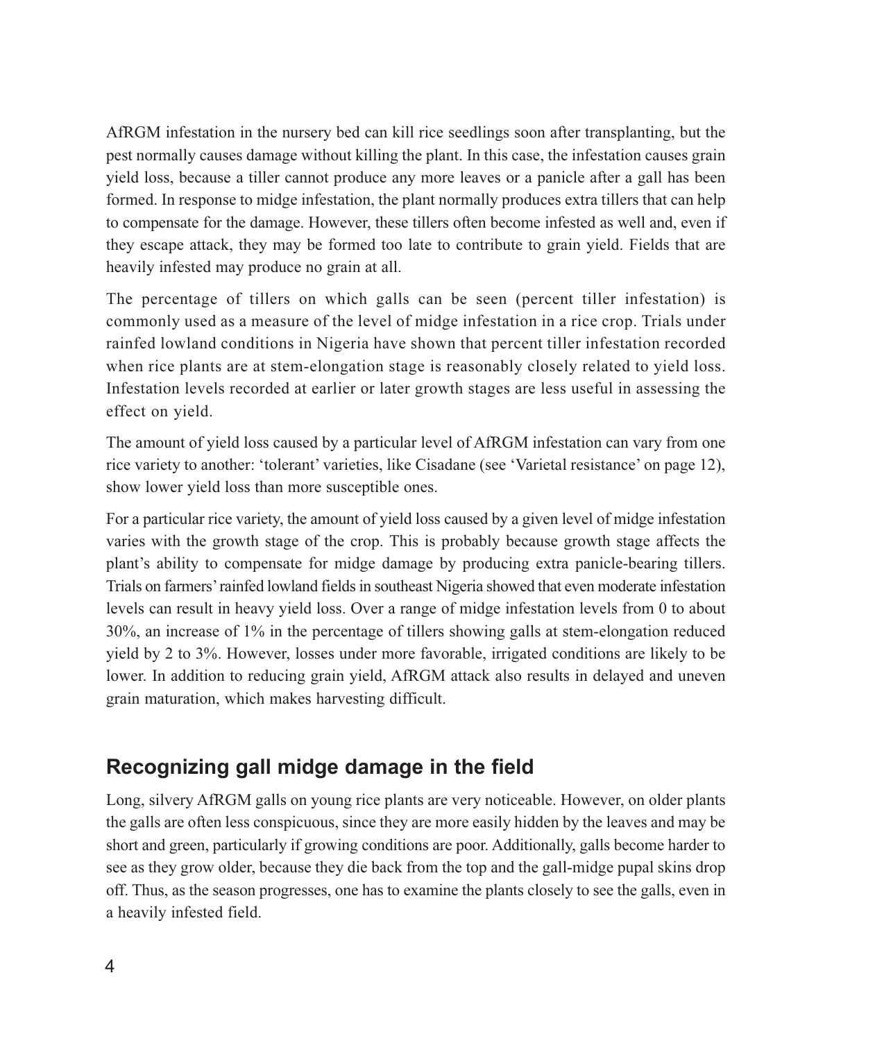AfRGM infestation in the nursery bed can kill rice seedlings soon after transplanting, but the pest normally causes damage without killing the plant. In this case, the infestation causes grain yield loss, because a tiller cannot produce any more leaves or a panicle after a gall has been formed. In response to midge infestation, the plant normally produces extra tillers that can help to compensate for the damage. However, these tillers often become infested as well and, even if they escape attack, they may be formed too late to contribute to grain yield. Fields that are heavily infested may produce no grain at all.

The percentage of tillers on which galls can be seen (percent tiller infestation) is commonly used as a measure of the level of midge infestation in a rice crop. Trials under rainfed lowland conditions in Nigeria have shown that percent tiller infestation recorded when rice plants are at stem-elongation stage is reasonably closely related to yield loss. Infestation levels recorded at earlier or later growth stages are less useful in assessing the effect on yield.

The amount of yield loss caused by a particular level of AfRGM infestation can vary from one rice variety to another: 'tolerant' varieties, like Cisadane (see 'Varietal resistance' on page 12), show lower yield loss than more susceptible ones.

For a particular rice variety, the amount of yield loss caused by a given level of midge infestation varies with the growth stage of the crop. This is probably because growth stage affects the plant's ability to compensate for midge damage by producing extra panicle-bearing tillers. Trials on farmers' rainfed lowland fields in southeast Nigeria showed that even moderate infestation levels can result in heavy yield loss. Over a range of midge infestation levels from 0 to about 30%, an increase of 1% in the percentage of tillers showing galls at stem-elongation reduced yield by 2 to 3%. However, losses under more favorable, irrigated conditions are likely to be lower. In addition to reducing grain yield, AfRGM attack also results in delayed and uneven grain maturation, which makes harvesting difficult.

## Recognizing gall midge damage in the field

Long, silvery AfRGM galls on young rice plants are very noticeable. However, on older plants the galls are often less conspicuous, since they are more easily hidden by the leaves and may be short and green, particularly if growing conditions are poor. Additionally, galls become harder to see as they grow older, because they die back from the top and the gall-midge pupal skins drop off. Thus, as the season progresses, one has to examine the plants closely to see the galls, even in a heavily infested field.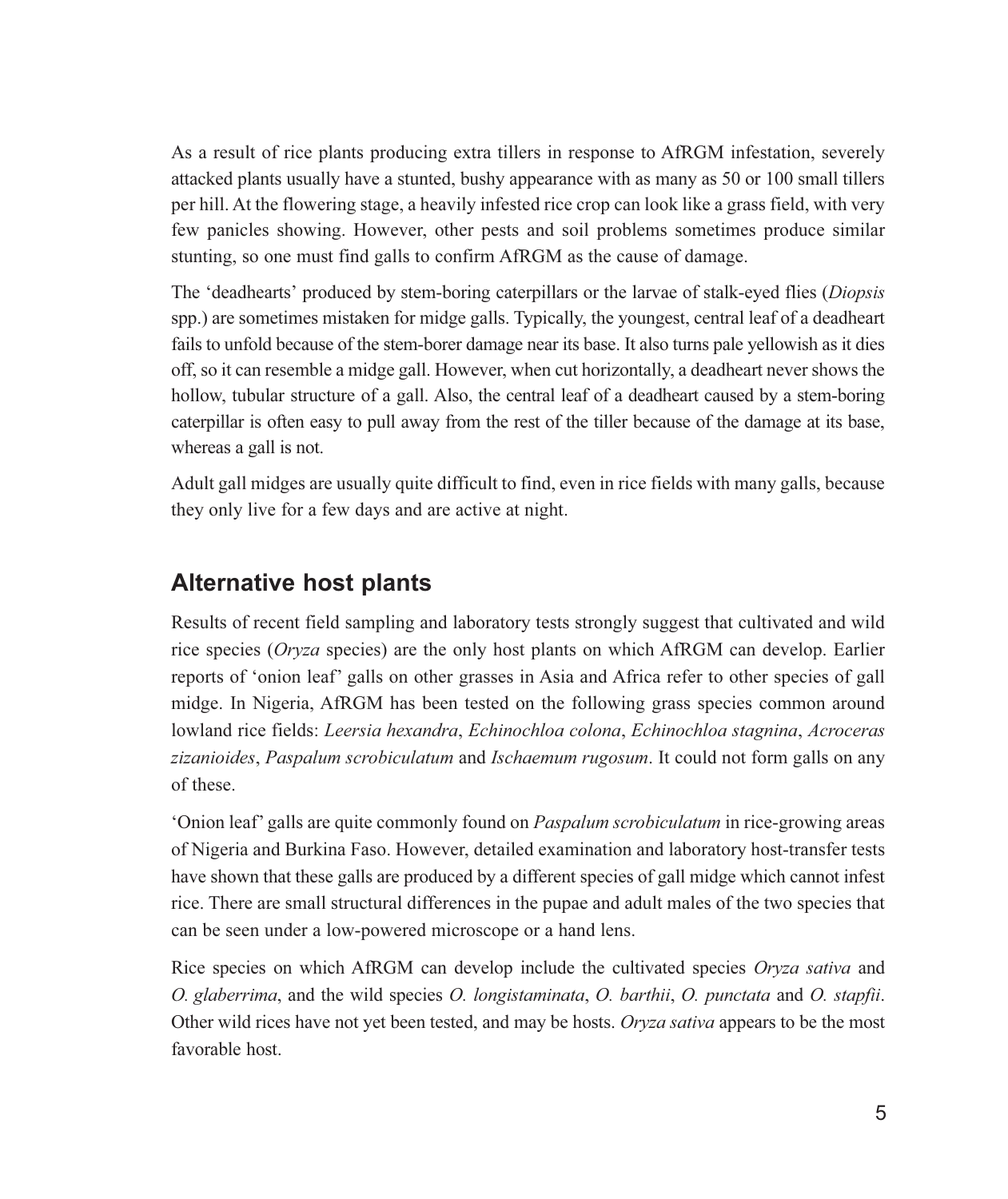As a result of rice plants producing extra tillers in response to AfRGM infestation, severely attacked plants usually have a stunted, bushy appearance with as many as 50 or 100 small tillers per hill. At the flowering stage, a heavily infested rice crop can look like a grass field, with very few panicles showing. However, other pests and soil problems sometimes produce similar stunting, so one must find galls to confirm AfRGM as the cause of damage.

The 'deadhearts' produced by stem-boring caterpillars or the larvae of stalk-eyed flies (*Diopsis* spp.) are sometimes mistaken for midge galls. Typically, the youngest, central leaf of a deadheart fails to unfold because of the stem-borer damage near its base. It also turns pale yellowish as it dies off, so it can resemble a midge gall. However, when cut horizontally, a deadheart never shows the hollow, tubular structure of a gall. Also, the central leaf of a deadheart caused by a stem-boring caterpillar is often easy to pull away from the rest of the tiller because of the damage at its base, whereas a gall is not.

Adult gall midges are usually quite difficult to find, even in rice fields with many galls, because they only live for a few days and are active at night.

## Alternative host plants

Results of recent field sampling and laboratory tests strongly suggest that cultivated and wild rice species (*Oryza* species) are the only host plants on which AfRGM can develop. Earlier reports of 'onion leaf' galls on other grasses in Asia and Africa refer to other species of gall midge. In Nigeria, AfRGM has been tested on the following grass species common around lowland rice fields: *Leersia hexandra*, *Echinochloa colona*, *Echinochloa stagnina*, *Acroceras zizanioides*, *Paspalum scrobiculatum* and *Ischaemum rugosum*. It could not form galls on any of these.

'Onion leaf' galls are quite commonly found on *Paspalum scrobiculatum* in rice-growing areas of Nigeria and Burkina Faso. However, detailed examination and laboratory host-transfer tests have shown that these galls are produced by a different species of gall midge which cannot infest rice. There are small structural differences in the pupae and adult males of the two species that can be seen under a low-powered microscope or a hand lens.

Rice species on which AfRGM can develop include the cultivated species *Oryza sativa* and *O. glaberrima*, and the wild species *O. longistaminata*, *O. barthii*, *O. punctata* and *O. stapfii*. Other wild rices have not yet been tested, and may be hosts. *Oryza sativa* appears to be the most favorable host.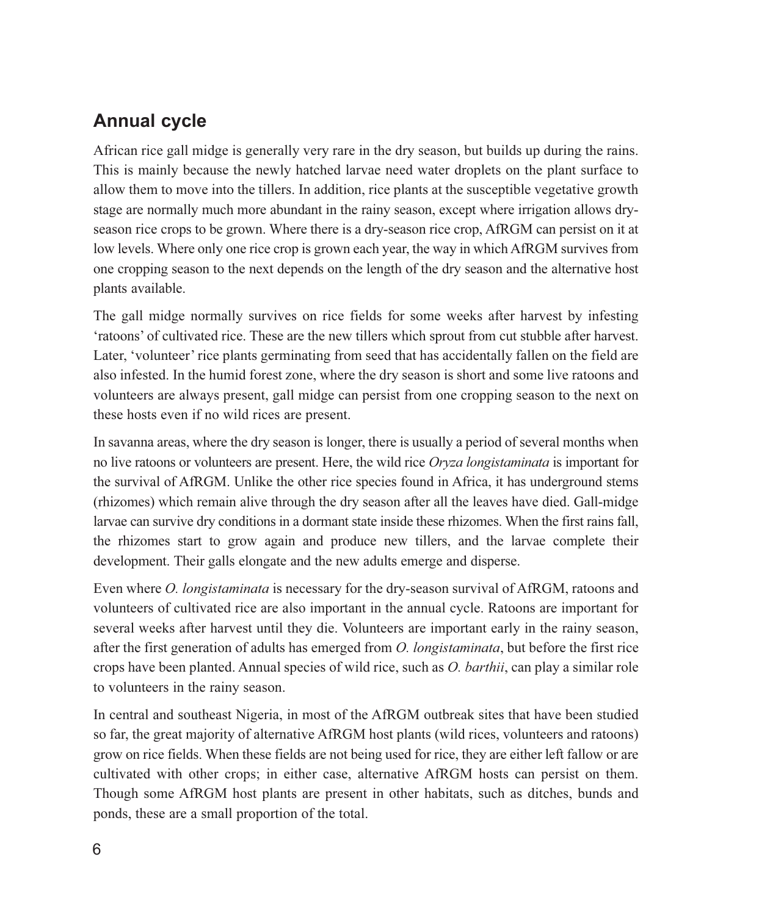## Annual cycle

African rice gall midge is generally very rare in the dry season, but builds up during the rains. This is mainly because the newly hatched larvae need water droplets on the plant surface to allow them to move into the tillers. In addition, rice plants at the susceptible vegetative growth stage are normally much more abundant in the rainy season, except where irrigation allows dry-season rice crops to be grown. Where there is a dry-season rice crop, AfRGM can persist on it at low levels. Where only one rice crop is grown each year, the way in which AfRGM survives from one cropping season to the next depends on the length of the dry season and the alternative host plants available.

The gall midge normally survives on rice fields for some weeks after harvest by infesting 'ratoons' of cultivated rice. These are the new tillers which sprout from cut stubble after harvest. Later, 'volunteer' rice plants germinating from seed that has accidentally fallen on the field are also infested. In the humid forest zone, where the dry season is short and some live ratoons and volunteers are always present, gall midge can persist from one cropping season to the next on these hosts even if no wild rices are present.

In savanna areas, where the dry season is longer, there is usually a period of several months when no live ratoons or volunteers are present. Here, the wild rice *Oryza longistaminata* is important for the survival of AfRGM. Unlike the other rice species found in Africa, it has underground stems (rhizomes) which remain alive through the dry season after all the leaves have died. Gall-midge larvae can survive dry conditions in a dormant state inside these rhizomes. When the first rains fall, the rhizomes start to grow again and produce new tillers, and the larvae complete their development. Their galls elongate and the new adults emerge and disperse.

Even where *O. longistaminata* is necessary for the dry-season survival of AfRGM, ratoons and volunteers of cultivated rice are also important in the annual cycle. Ratoons are important for several weeks after harvest until they die. Volunteers are important early in the rainy season, after the first generation of adults has emerged from *O. longistaminata*, but before the first rice crops have been planted. Annual species of wild rice, such as *O. barthii*, can play a similar role to volunteers in the rainy season.

In central and southeast Nigeria, in most of the AfRGM outbreak sites that have been studied so far, the great majority of alternative AfRGM host plants (wild rices, volunteers and ratoons) grow on rice fields. When these fields are not being used for rice, they are either left fallow or are cultivated with other crops; in either case, alternative AfRGM hosts can persist on them. Though some AfRGM host plants are present in other habitats, such as ditches, bunds and ponds, these are a small proportion of the total.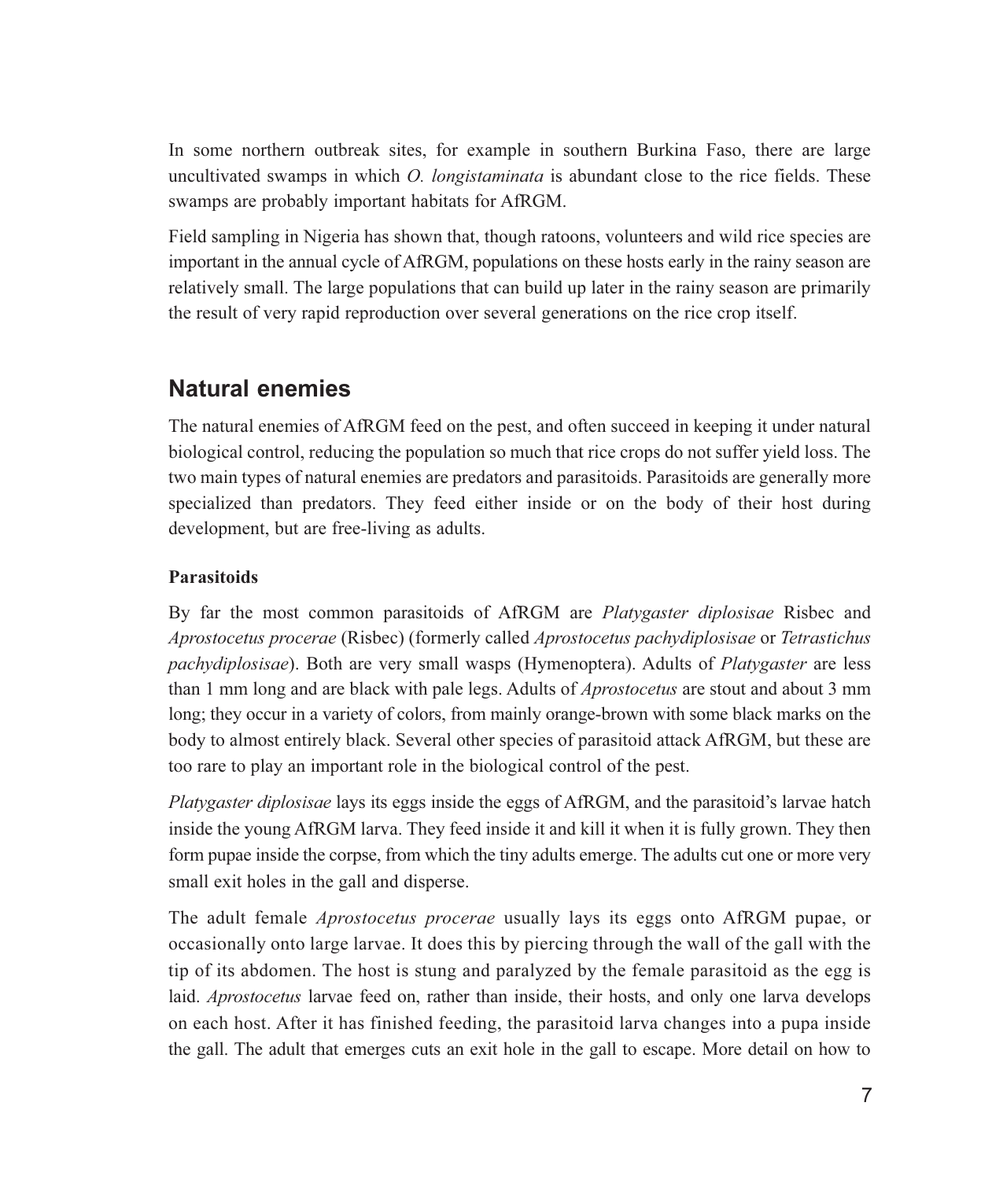In some northern outbreak sites, for example in southern Burkina Faso, there are large uncultivated swamps in which *O. longistaminata* is abundant close to the rice fields. These swamps are probably important habitats for AfRGM.

Field sampling in Nigeria has shown that, though ratoons, volunteers and wild rice species are important in the annual cycle of AfRGM, populations on these hosts early in the rainy season are relatively small. The large populations that can build up later in the rainy season are primarily the result of very rapid reproduction over several generations on the rice crop itself.

## Natural enemies

The natural enemies of AfRGM feed on the pest, and often succeed in keeping it under natural biological control, reducing the population so much that rice crops do not suffer yield loss. The two main types of natural enemies are predators and parasitoids. Parasitoids are generally more specialized than predators. They feed either inside or on the body of their host during development, but are free-living as adults.

### Parasitoids

By far the most common parasitoids of AfRGM are *Platygaster diplosisae* Risbec and *Aprostocetus procerae* (Risbec) (formerly called *Aprostocetus pachydiplosisae* or *Tetrastichus pachydiplosisae*). Both are very small wasps (Hymenoptera). Adults of *Platygaster* are less than 1 mm long and are black with pale legs. Adults of *Aprostocetus* are stout and about 3 mm long; they occur in a variety of colors, from mainly orange-brown with some black marks on the body to almost entirely black. Several other species of parasitoid attack AfRGM, but these are too rare to play an important role in the biological control of the pest.

*Platygaster diplosisae* lays its eggs inside the eggs of AfRGM, and the parasitoid's larvae hatch inside the young AfRGM larva. They feed inside it and kill it when it is fully grown. They then form pupae inside the corpse, from which the tiny adults emerge. The adults cut one or more very small exit holes in the gall and disperse.

The adult female *Aprostocetus procerae* usually lays its eggs onto AfRGM pupae, or occasionally onto large larvae. It does this by piercing through the wall of the gall with the tip of its abdomen. The host is stung and paralyzed by the female parasitoid as the egg is laid. *Aprostocetus* larvae feed on, rather than inside, their hosts, and only one larva develops on each host. After it has finished feeding, the parasitoid larva changes into a pupa inside the gall. The adult that emerges cuts an exit hole in the gall to escape. More detail on how to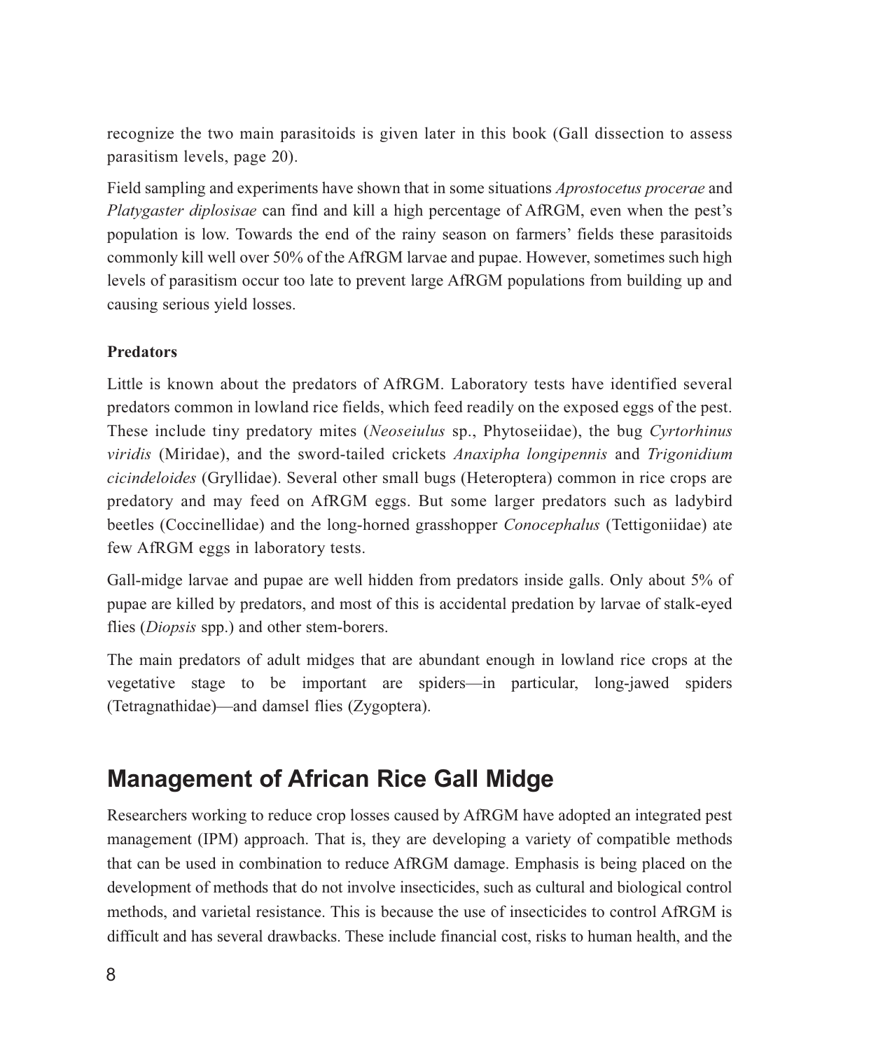recognize the two main parasitoids is given later in this book (Gall dissection to assess parasitism levels, page 20).

Field sampling and experiments have shown that in some situations *Aprostocetus procerae* and *Platygaster diplosisae* can find and kill a high percentage of AfRGM, even when the pest's population is low. Towards the end of the rainy season on farmers' fields these parasitoids commonly kill well over 50% of the AfRGM larvae and pupae. However, sometimes such high levels of parasitism occur too late to prevent large AfRGM populations from building up and causing serious yield losses.

**Predators**

Little is known about the predators of AfRGM. Laboratory tests have identified several predators common in lowland rice fields, which feed readily on the exposed eggs of the pest. These include tiny predatory mites (*Neoseiulus* sp., Phytoseiidae), the bug *Cyrtorhinus viridis* (Miridae), and the sword-tailed crickets *Anaxipha longipennis* and *Trigonidium cicindeloides* (Gryllidae). Several other small bugs (Heteroptera) common in rice crops are predatory and may feed on AfRGM eggs. But some larger predators such as ladybird beetles (Coccinellidae) and the long-horned grasshopper *Conocephalus* (Tettigoniidae) ate few AfRGM eggs in laboratory tests.

Gall-midge larvae and pupae are well hidden from predators inside galls. Only about 5% of pupae are killed by predators, and most of this is accidental predation by larvae of stalk-eyed flies (*Diopsis* spp.) and other stem-borers.

The main predators of adult midges that are abundant enough in lowland rice crops at the vegetative stage to be important are spiders—in particular, long-jawed spiders (Tetragnathidae)—and damsel flies (Zygoptera).

## Management of African Rice Gall Midge

Researchers working to reduce crop losses caused by AfRGM have adopted an integrated pest management (IPM) approach. That is, they are developing a variety of compatible methods that can be used in combination to reduce AfRGM damage. Emphasis is being placed on the development of methods that do not involve insecticides, such as cultural and biological control methods, and varietal resistance. This is because the use of insecticides to control AfRGM is difficult and has several drawbacks. These include financial cost, risks to human health, and the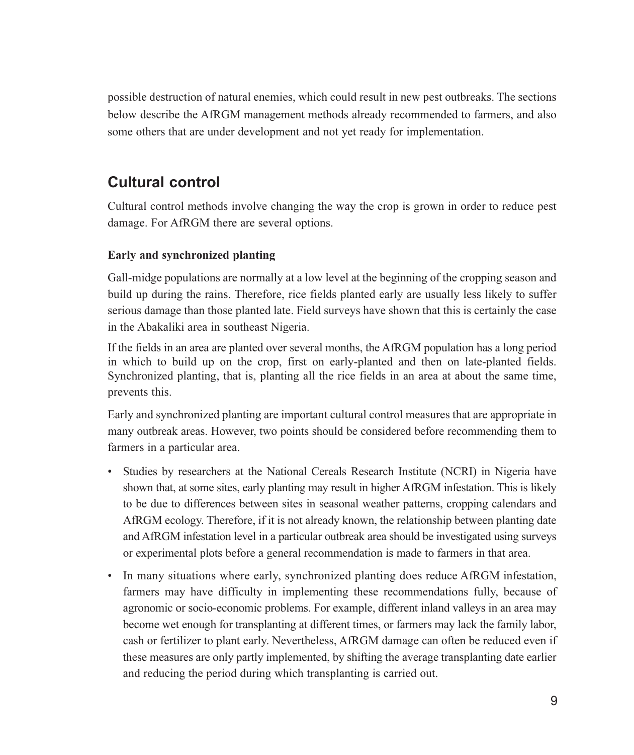possible destruction of natural enemies, which could result in new pest outbreaks. The sections below describe the AfRGM management methods already recommended to farmers, and also some others that are under development and not yet ready for implementation.

## Cultural control

Cultural control methods involve changing the way the crop is grown in order to reduce pest damage. For AfRGM there are several options.

### Early and synchronized planting

Gall-midge populations are normally at a low level at the beginning of the cropping season and build up during the rains. Therefore, rice fields planted early are usually less likely to suffer serious damage than those planted late. Field surveys have shown that this is certainly the case in the Abakaliki area in southeast Nigeria.

If the fields in an area are planted over several months, the AfRGM population has a long period in which to build up on the crop, first on early-planted and then on late-planted fields. Synchronized planting, that is, planting all the rice fields in an area at about the same time, prevents this.

Early and synchronized planting are important cultural control measures that are appropriate in many outbreak areas. However, two points should be considered before recommending them to farmers in a particular area.

- Studies by researchers at the National Cereals Research Institute (NCRI) in Nigeria have shown that, at some sites, early planting may result in higher AfRGM infestation. This is likely to be due to differences between sites in seasonal weather patterns, cropping calendars and AfRGM ecology. Therefore, if it is not already known, the relationship between planting date and AfRGM infestation level in a particular outbreak area should be investigated using surveys or experimental plots before a general recommendation is made to farmers in that area.
- In many situations where early, synchronized planting does reduce AfRGM infestation, farmers may have difficulty in implementing these recommendations fully, because of agronomic or socio-economic problems. For example, different inland valleys in an area may become wet enough for transplanting at different times, or farmers may lack the family labor, cash or fertilizer to plant early. Nevertheless, AfRGM damage can often be reduced even if these measures are only partly implemented, by shifting the average transplanting date earlier and reducing the period during which transplanting is carried out.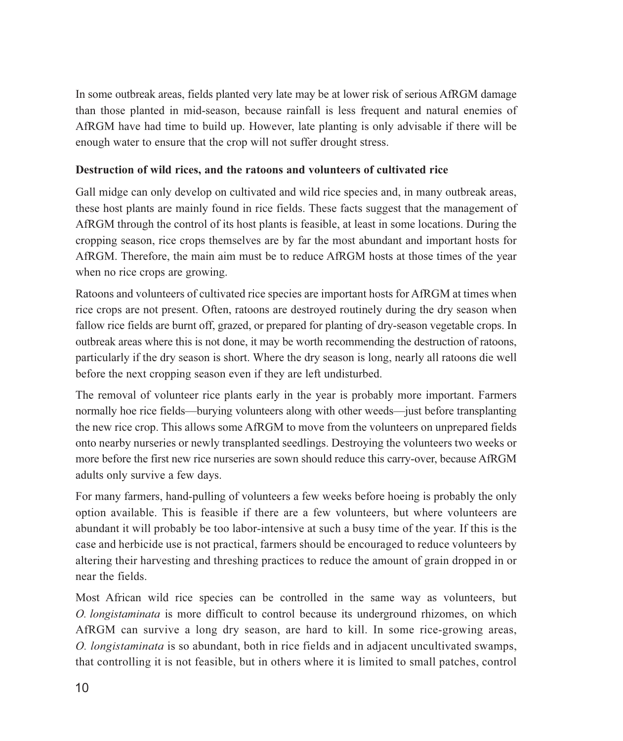In some outbreak areas, fields planted very late may be at lower risk of serious AfRGM damage than those planted in mid-season, because rainfall is less frequent and natural enemies of AfRGM have had time to build up. However, late planting is only advisable if there will be enough water to ensure that the crop will not suffer drought stress.

**Destruction of wild rices, and the ratoons and volunteers of cultivated rice**

Gall midge can only develop on cultivated and wild rice species and, in many outbreak areas, these host plants are mainly found in rice fields. These facts suggest that the management of AfRGM through the control of its host plants is feasible, at least in some locations. During the cropping season, rice crops themselves are by far the most abundant and important hosts for AfRGM. Therefore, the main aim must be to reduce AfRGM hosts at those times of the year when no rice crops are growing.

Ratoons and volunteers of cultivated rice species are important hosts for AfRGM at times when rice crops are not present. Often, ratoons are destroyed routinely during the dry season when fallow rice fields are burnt off, grazed, or prepared for planting of dry-season vegetable crops. In outbreak areas where this is not done, it may be worth recommending the destruction of ratoons, particularly if the dry season is short. Where the dry season is long, nearly all ratoons die well before the next cropping season even if they are left undisturbed.

The removal of volunteer rice plants early in the year is probably more important. Farmers normally hoe rice fields—burying volunteers along with other weeds—just before transplanting the new rice crop. This allows some AfRGM to move from the volunteers on unprepared fields onto nearby nurseries or newly transplanted seedlings. Destroying the volunteers two weeks or more before the first new rice nurseries are sown should reduce this carry-over, because AfRGM adults only survive a few days.

For many farmers, hand-pulling of volunteers a few weeks before hoeing is probably the only option available. This is feasible if there are a few volunteers, but where volunteers are abundant it will probably be too labor-intensive at such a busy time of the year. If this is the case and herbicide use is not practical, farmers should be encouraged to reduce volunteers by altering their harvesting and threshing practices to reduce the amount of grain dropped in or near the fields.

Most African wild rice species can be controlled in the same way as volunteers, but *O. longistaminata* is more difficult to control because its underground rhizomes, on which AfRGM can survive a long dry season, are hard to kill. In some rice-growing areas, *O. longistaminata* is so abundant, both in rice fields and in adjacent uncultivated swamps, that controlling it is not feasible, but in others where it is limited to small patches, control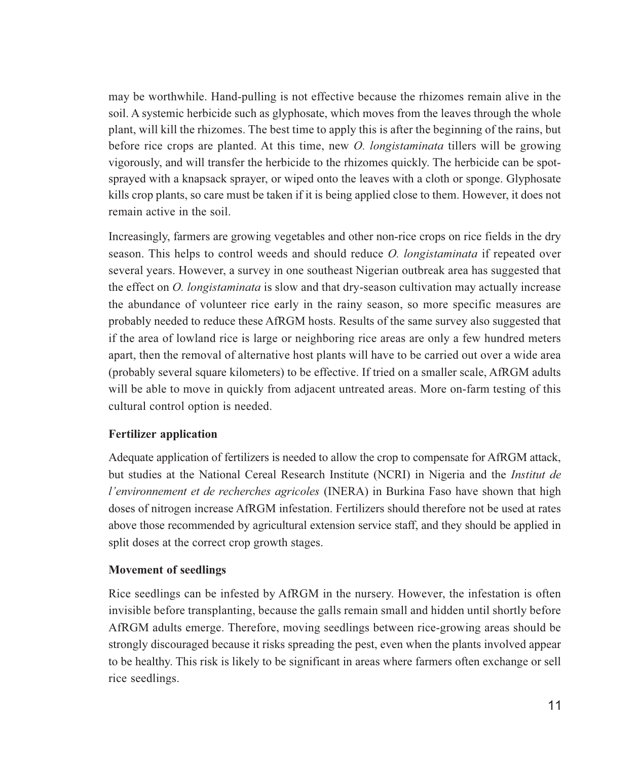may be worthwhile. Hand-pulling is not effective because the rhizomes remain alive in the soil. A systemic herbicide such as glyphosate, which moves from the leaves through the whole plant, will kill the rhizomes. The best time to apply this is after the beginning of the rains, but before rice crops are planted. At this time, new *O. longistaminata* tillers will be growing vigorously, and will transfer the herbicide to the rhizomes quickly. The herbicide can be spot-sprayed with a knapsack sprayer, or wiped onto the leaves with a cloth or sponge. Glyphosate kills crop plants, so care must be taken if it is being applied close to them. However, it does not remain active in the soil.

Increasingly, farmers are growing vegetables and other non-rice crops on rice fields in the dry season. This helps to control weeds and should reduce *O. longistaminata* if repeated over several years. However, a survey in one southeast Nigerian outbreak area has suggested that the effect on *O. longistaminata* is slow and that dry-season cultivation may actually increase the abundance of volunteer rice early in the rainy season, so more specific measures are probably needed to reduce these AfRGM hosts. Results of the same survey also suggested that if the area of lowland rice is large or neighboring rice areas are only a few hundred meters apart, then the removal of alternative host plants will have to be carried out over a wide area (probably several square kilometers) to be effective. If tried on a smaller scale, AfRGM adults will be able to move in quickly from adjacent untreated areas. More on-farm testing of this cultural control option is needed.

### Fertilizer application

Adequate application of fertilizers is needed to allow the crop to compensate for AfRGM attack, but studies at the National Cereal Research Institute (NCRI) in Nigeria and the *Institut de l'environnement et de recherches agricoles* (INERA) in Burkina Faso have shown that high doses of nitrogen increase AfRGM infestation. Fertilizers should therefore not be used at rates above those recommended by agricultural extension service staff, and they should be applied in split doses at the correct crop growth stages.

### Movement of seedlings

Rice seedlings can be infested by AfRGM in the nursery. However, the infestation is often invisible before transplanting, because the galls remain small and hidden until shortly before AfRGM adults emerge. Therefore, moving seedlings between rice-growing areas should be strongly discouraged because it risks spreading the pest, even when the plants involved appear to be healthy. This risk is likely to be significant in areas where farmers often exchange or sell rice seedlings.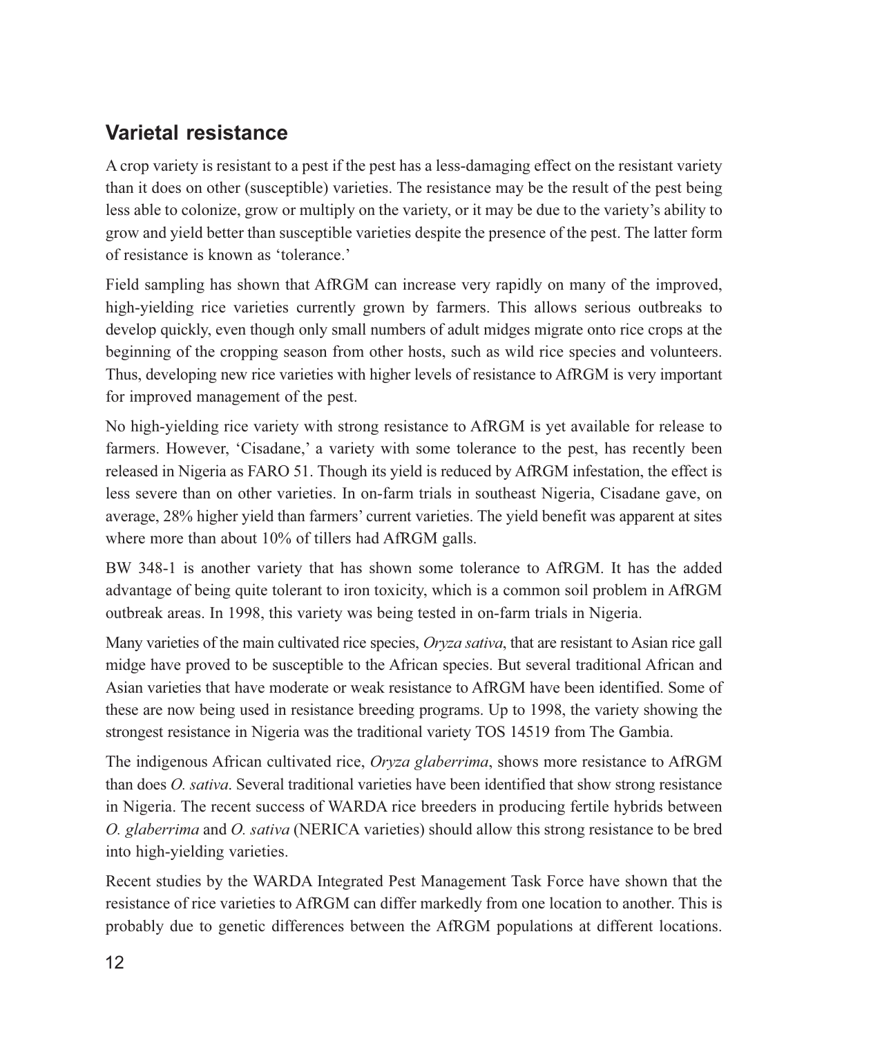## Varietal resistance

A crop variety is resistant to a pest if the pest has a less-damaging effect on the resistant variety than it does on other (susceptible) varieties. The resistance may be the result of the pest being less able to colonize, grow or multiply on the variety, or it may be due to the variety's ability to grow and yield better than susceptible varieties despite the presence of the pest. The latter form of resistance is known as 'tolerance.'

Field sampling has shown that AfRGM can increase very rapidly on many of the improved, high-yielding rice varieties currently grown by farmers. This allows serious outbreaks to develop quickly, even though only small numbers of adult midges migrate onto rice crops at the beginning of the cropping season from other hosts, such as wild rice species and volunteers. Thus, developing new rice varieties with higher levels of resistance to AfRGM is very important for improved management of the pest.

No high-yielding rice variety with strong resistance to AfRGM is yet available for release to farmers. However, 'Cisadane,' a variety with some tolerance to the pest, has recently been released in Nigeria as FARO 51. Though its yield is reduced by AfRGM infestation, the effect is less severe than on other varieties. In on-farm trials in southeast Nigeria, Cisadane gave, on average, 28% higher yield than farmers' current varieties. The yield benefit was apparent at sites where more than about 10% of tillers had AfRGM galls.

BW 348-1 is another variety that has shown some tolerance to AfRGM. It has the added advantage of being quite tolerant to iron toxicity, which is a common soil problem in AfRGM outbreak areas. In 1998, this variety was being tested in on-farm trials in Nigeria.

Many varieties of the main cultivated rice species, *Oryza sativa*, that are resistant to Asian rice gall midge have proved to be susceptible to the African species. But several traditional African and Asian varieties that have moderate or weak resistance to AfRGM have been identified. Some of these are now being used in resistance breeding programs. Up to 1998, the variety showing the strongest resistance in Nigeria was the traditional variety TOS 14519 from The Gambia.

The indigenous African cultivated rice, *Oryza glaberrima*, shows more resistance to AfRGM than does *O. sativa*. Several traditional varieties have been identified that show strong resistance in Nigeria. The recent success of WARDA rice breeders in producing fertile hybrids between *O. glaberrima* and *O. sativa* (NERICA varieties) should allow this strong resistance to be bred into high-yielding varieties.

Recent studies by the WARDA Integrated Pest Management Task Force have shown that the resistance of rice varieties to AfRGM can differ markedly from one location to another. This is probably due to genetic differences between the AfRGM populations at different locations.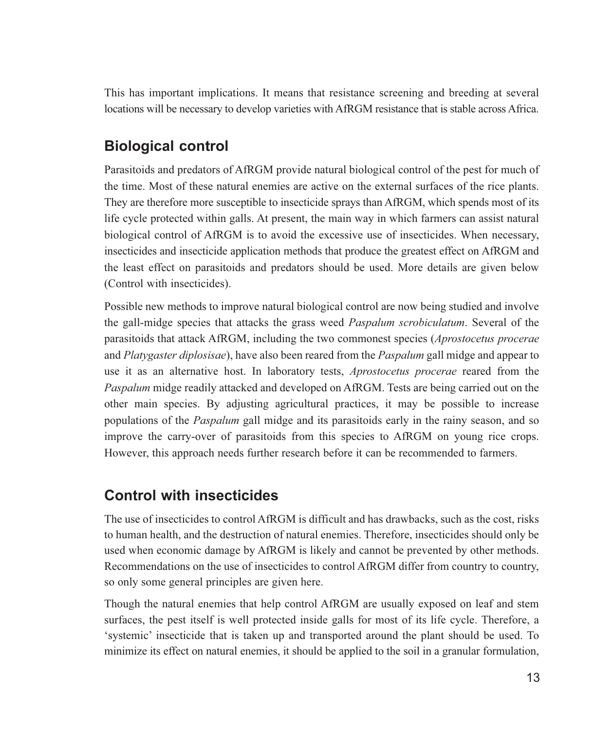This has important implications. It means that resistance screening and breeding at several locations will be necessary to develop varieties with AfRGM resistance that is stable across Africa.

## Biological control

Parasitoids and predators of AfRGM provide natural biological control of the pest for much of the time. Most of these natural enemies are active on the external surfaces of the rice plants. They are therefore more susceptible to insecticide sprays than AfRGM, which spends most of its life cycle protected within galls. At present, the main way in which farmers can assist natural biological control of AfRGM is to avoid the excessive use of insecticides. When necessary, insecticides and insecticide application methods that produce the greatest effect on AfRGM and the least effect on parasitoids and predators should be used. More details are given below (Control with insecticides).

Possible new methods to improve natural biological control are now being studied and involve the gall-midge species that attacks the grass weed *Paspalum scrobiculatum*. Several of the parasitoids that attack AfRGM, including the two commonest species (*Aprostocetus procerae* and *Platygaster diplosisae*), have also been reared from the *Paspalum* gall midge and appear to use it as an alternative host. In laboratory tests, *Aprostocetus procerae* reared from the *Paspalum* midge readily attacked and developed on AfRGM. Tests are being carried out on the other main species. By adjusting agricultural practices, it may be possible to increase populations of the *Paspalum* gall midge and its parasitoids early in the rainy season, and so improve the carry-over of parasitoids from this species to AfRGM on young rice crops. However, this approach needs further research before it can be recommended to farmers.

## Control with insecticides

The use of insecticides to control AfRGM is difficult and has drawbacks, such as the cost, risks to human health, and the destruction of natural enemies. Therefore, insecticides should only be used when economic damage by AfRGM is likely and cannot be prevented by other methods. Recommendations on the use of insecticides to control AfRGM differ from country to country, so only some general principles are given here.

Though the natural enemies that help control AfRGM are usually exposed on leaf and stem surfaces, the pest itself is well protected inside galls for most of its life cycle. Therefore, a 'systemic' insecticide that is taken up and transported around the plant should be used. To minimize its effect on natural enemies, it should be applied to the soil in a granular formulation,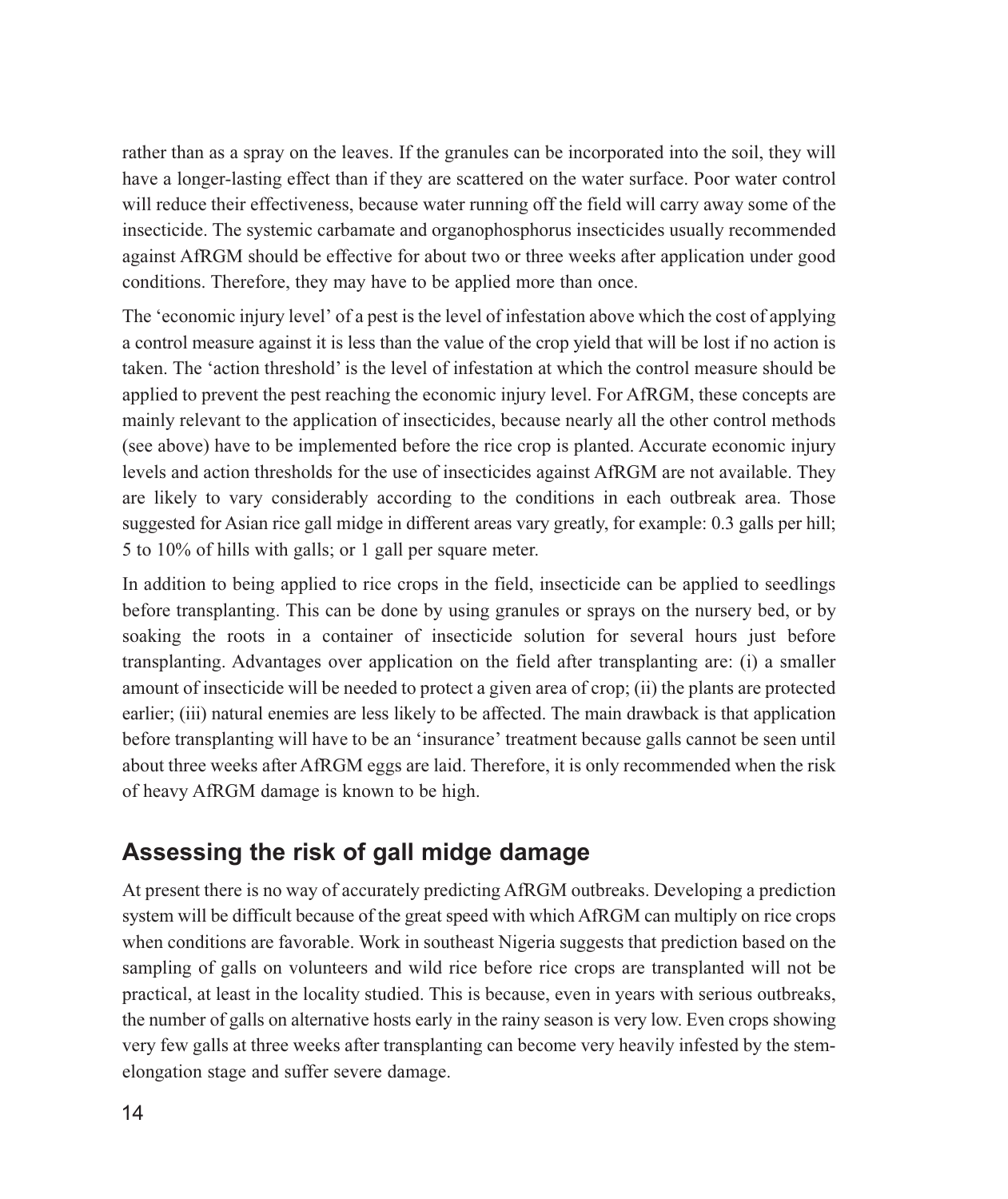rather than as a spray on the leaves. If the granules can be incorporated into the soil, they will have a longer-lasting effect than if they are scattered on the water surface. Poor water control will reduce their effectiveness, because water running off the field will carry away some of the insecticide. The systemic carbamate and organophosphorus insecticides usually recommended against AfRGM should be effective for about two or three weeks after application under good conditions. Therefore, they may have to be applied more than once.

The 'economic injury level' of a pest is the level of infestation above which the cost of applying a control measure against it is less than the value of the crop yield that will be lost if no action is taken. The 'action threshold' is the level of infestation at which the control measure should be applied to prevent the pest reaching the economic injury level. For AfRGM, these concepts are mainly relevant to the application of insecticides, because nearly all the other control methods (see above) have to be implemented before the rice crop is planted. Accurate economic injury levels and action thresholds for the use of insecticides against AfRGM are not available. They are likely to vary considerably according to the conditions in each outbreak area. Those suggested for Asian rice gall midge in different areas vary greatly, for example: 0.3 galls per hill; 5 to 10% of hills with galls; or 1 gall per square meter.

In addition to being applied to rice crops in the field, insecticide can be applied to seedlings before transplanting. This can be done by using granules or sprays on the nursery bed, or by soaking the roots in a container of insecticide solution for several hours just before transplanting. Advantages over application on the field after transplanting are: (i) a smaller amount of insecticide will be needed to protect a given area of crop; (ii) the plants are protected earlier; (iii) natural enemies are less likely to be affected. The main drawback is that application before transplanting will have to be an 'insurance' treatment because galls cannot be seen until about three weeks after AfRGM eggs are laid. Therefore, it is only recommended when the risk of heavy AfRGM damage is known to be high.

## Assessing the risk of gall midge damage

At present there is no way of accurately predicting AfRGM outbreaks. Developing a prediction system will be difficult because of the great speed with which AfRGM can multiply on rice crops when conditions are favorable. Work in southeast Nigeria suggests that prediction based on the sampling of galls on volunteers and wild rice before rice crops are transplanted will not be practical, at least in the locality studied. This is because, even in years with serious outbreaks, the number of galls on alternative hosts early in the rainy season is very low. Even crops showing very few galls at three weeks after transplanting can become very heavily infested by the stem-elongation stage and suffer severe damage.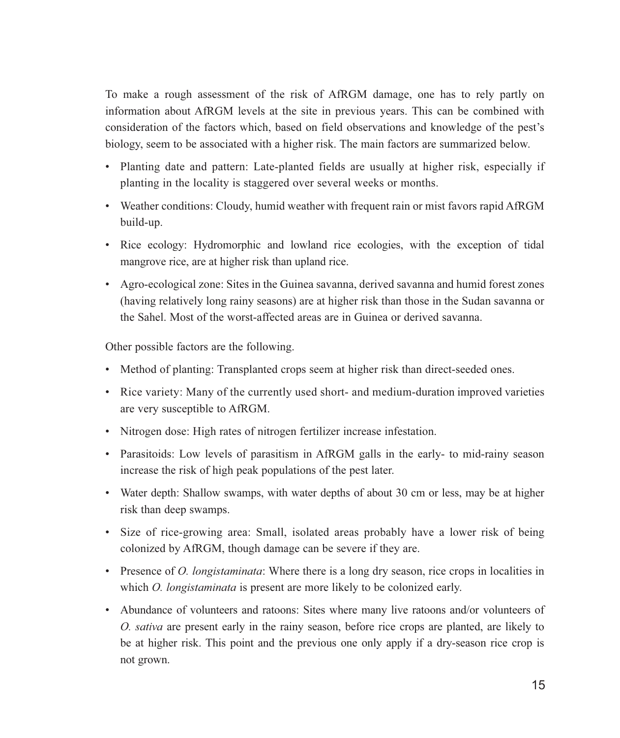To make a rough assessment of the risk of AfRGM damage, one has to rely partly on information about AfRGM levels at the site in previous years. This can be combined with consideration of the factors which, based on field observations and knowledge of the pest's biology, seem to be associated with a higher risk. The main factors are summarized below.

- Planting date and pattern: Late-planted fields are usually at higher risk, especially if planting in the locality is staggered over several weeks or months.
- Weather conditions: Cloudy, humid weather with frequent rain or mist favors rapid AfRGM build-up.
- Rice ecology: Hydromorphic and lowland rice ecologies, with the exception of tidal mangrove rice, are at higher risk than upland rice.
- Agro-ecological zone: Sites in the Guinea savanna, derived savanna and humid forest zones (having relatively long rainy seasons) are at higher risk than those in the Sudan savanna or the Sahel. Most of the worst-affected areas are in Guinea or derived savanna.

Other possible factors are the following.

- Method of planting: Transplanted crops seem at higher risk than direct-seeded ones.
- Rice variety: Many of the currently used short- and medium-duration improved varieties are very susceptible to AfRGM.
- Nitrogen dose: High rates of nitrogen fertilizer increase infestation.
- Parasitoids: Low levels of parasitism in AfRGM galls in the early- to mid-rainy season increase the risk of high peak populations of the pest later.
- Water depth: Shallow swamps, with water depths of about 30 cm or less, may be at higher risk than deep swamps.
- Size of rice-growing area: Small, isolated areas probably have a lower risk of being colonized by AfRGM, though damage can be severe if they are.
- Presence of *O. longistaminata*: Where there is a long dry season, rice crops in localities in which *O. longistaminata* is present are more likely to be colonized early.
- Abundance of volunteers and ratoons: Sites where many live ratoons and/or volunteers of *O. sativa* are present early in the rainy season, before rice crops are planted, are likely to be at higher risk. This point and the previous one only apply if a dry-season rice crop is not grown.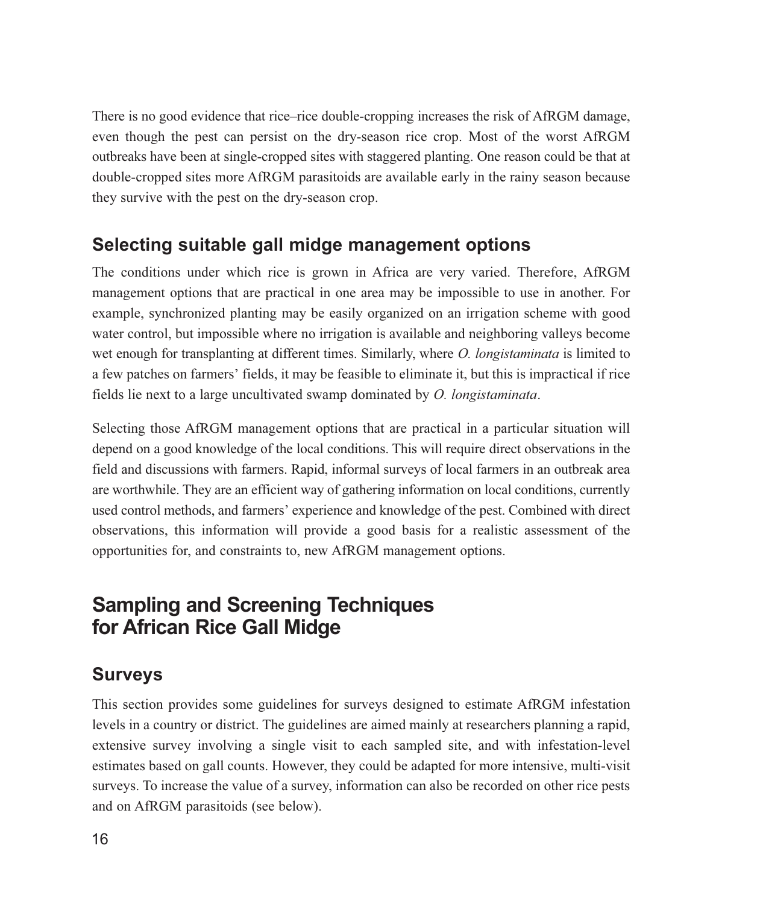There is no good evidence that rice–rice double-cropping increases the risk of AfRGM damage, even though the pest can persist on the dry-season rice crop. Most of the worst AfRGM outbreaks have been at single-cropped sites with staggered planting. One reason could be that at double-cropped sites more AfRGM parasitoids are available early in the rainy season because they survive with the pest on the dry-season crop.

### Selecting suitable gall midge management options

The conditions under which rice is grown in Africa are very varied. Therefore, AfRGM management options that are practical in one area may be impossible to use in another. For example, synchronized planting may be easily organized on an irrigation scheme with good water control, but impossible where no irrigation is available and neighboring valleys become wet enough for transplanting at different times. Similarly, where *O. longistaminata* is limited to a few patches on farmers' fields, it may be feasible to eliminate it, but this is impractical if rice fields lie next to a large uncultivated swamp dominated by *O. longistaminata*.

Selecting those AfRGM management options that are practical in a particular situation will depend on a good knowledge of the local conditions. This will require direct observations in the field and discussions with farmers. Rapid, informal surveys of local farmers in an outbreak area are worthwhile. They are an efficient way of gathering information on local conditions, currently used control methods, and farmers' experience and knowledge of the pest. Combined with direct observations, this information will provide a good basis for a realistic assessment of the opportunities for, and constraints to, new AfRGM management options.

## Sampling and Screening Techniques for African Rice Gall Midge

### Surveys

This section provides some guidelines for surveys designed to estimate AfRGM infestation levels in a country or district. The guidelines are aimed mainly at researchers planning a rapid, extensive survey involving a single visit to each sampled site, and with infestation-level estimates based on gall counts. However, they could be adapted for more intensive, multi-visit surveys. To increase the value of a survey, information can also be recorded on other rice pests and on AfRGM parasitoids (see below).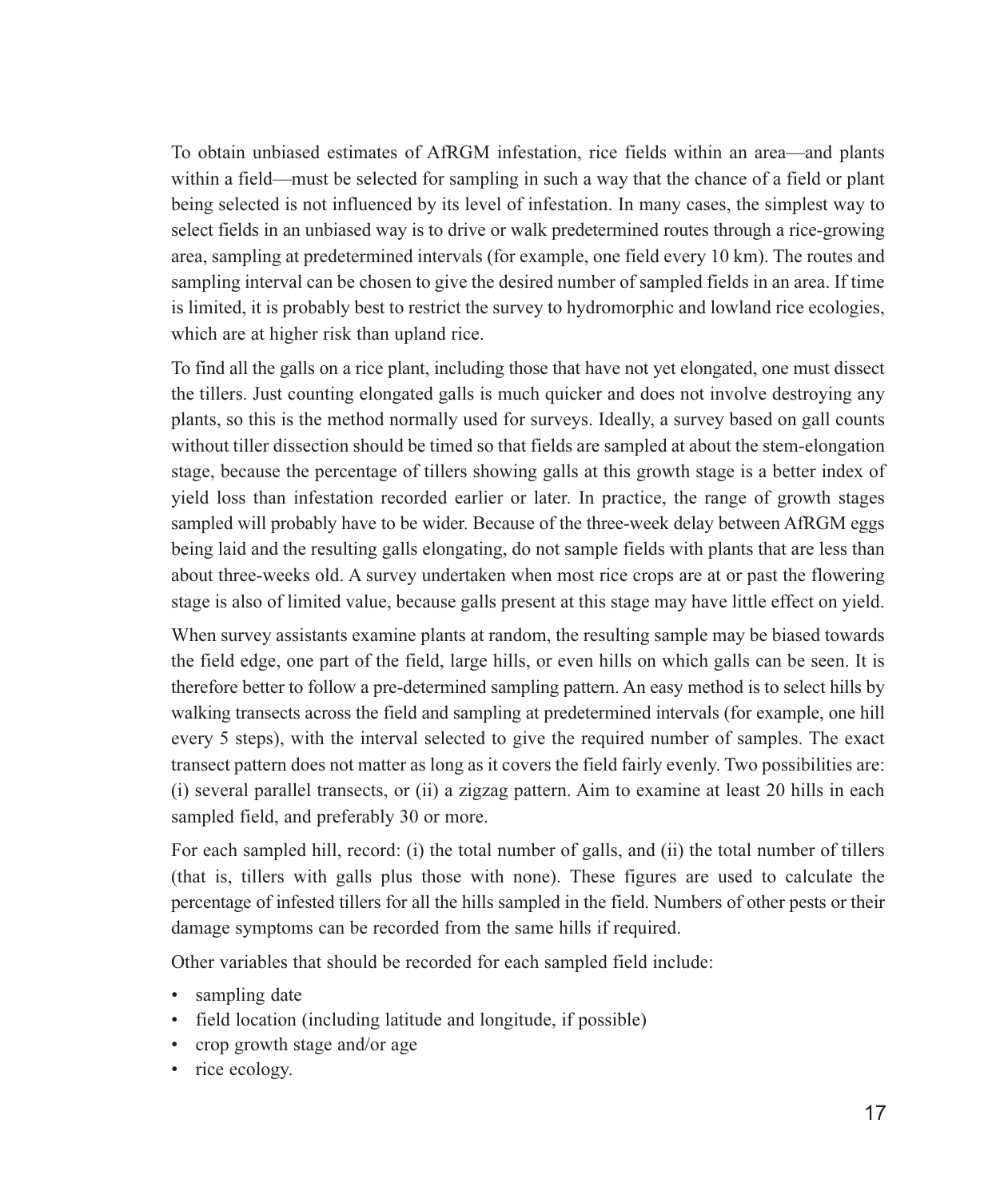To obtain unbiased estimates of AfRGM infestation, rice fields within an area—and plants within a field—must be selected for sampling in such a way that the chance of a field or plant being selected is not influenced by its level of infestation. In many cases, the simplest way to select fields in an unbiased way is to drive or walk predetermined routes through a rice-growing area, sampling at predetermined intervals (for example, one field every 10 km). The routes and sampling interval can be chosen to give the desired number of sampled fields in an area. If time is limited, it is probably best to restrict the survey to hydromorphic and lowland rice ecologies, which are at higher risk than upland rice.

To find all the galls on a rice plant, including those that have not yet elongated, one must dissect the tillers. Just counting elongated galls is much quicker and does not involve destroying any plants, so this is the method normally used for surveys. Ideally, a survey based on gall counts without tiller dissection should be timed so that fields are sampled at about the stem-elongation stage, because the percentage of tillers showing galls at this growth stage is a better index of yield loss than infestation recorded earlier or later. In practice, the range of growth stages sampled will probably have to be wider. Because of the three-week delay between AfRGM eggs being laid and the resulting galls elongating, do not sample fields with plants that are less than about three-weeks old. A survey undertaken when most rice crops are at or past the flowering stage is also of limited value, because galls present at this stage may have little effect on yield.

When survey assistants examine plants at random, the resulting sample may be biased towards the field edge, one part of the field, large hills, or even hills on which galls can be seen. It is therefore better to follow a pre-determined sampling pattern. An easy method is to select hills by walking transects across the field and sampling at predetermined intervals (for example, one hill every 5 steps), with the interval selected to give the required number of samples. The exact transect pattern does not matter as long as it covers the field fairly evenly. Two possibilities are: (i) several parallel transects, or (ii) a zigzag pattern. Aim to examine at least 20 hills in each sampled field, and preferably 30 or more.

For each sampled hill, record: (i) the total number of galls, and (ii) the total number of tillers (that is, tillers with galls plus those with none). These figures are used to calculate the percentage of infested tillers for all the hills sampled in the field. Numbers of other pests or their damage symptoms can be recorded from the same hills if required.

Other variables that should be recorded for each sampled field include:

- sampling date
- field location (including latitude and longitude, if possible)
- crop growth stage and/or age
- rice ecology.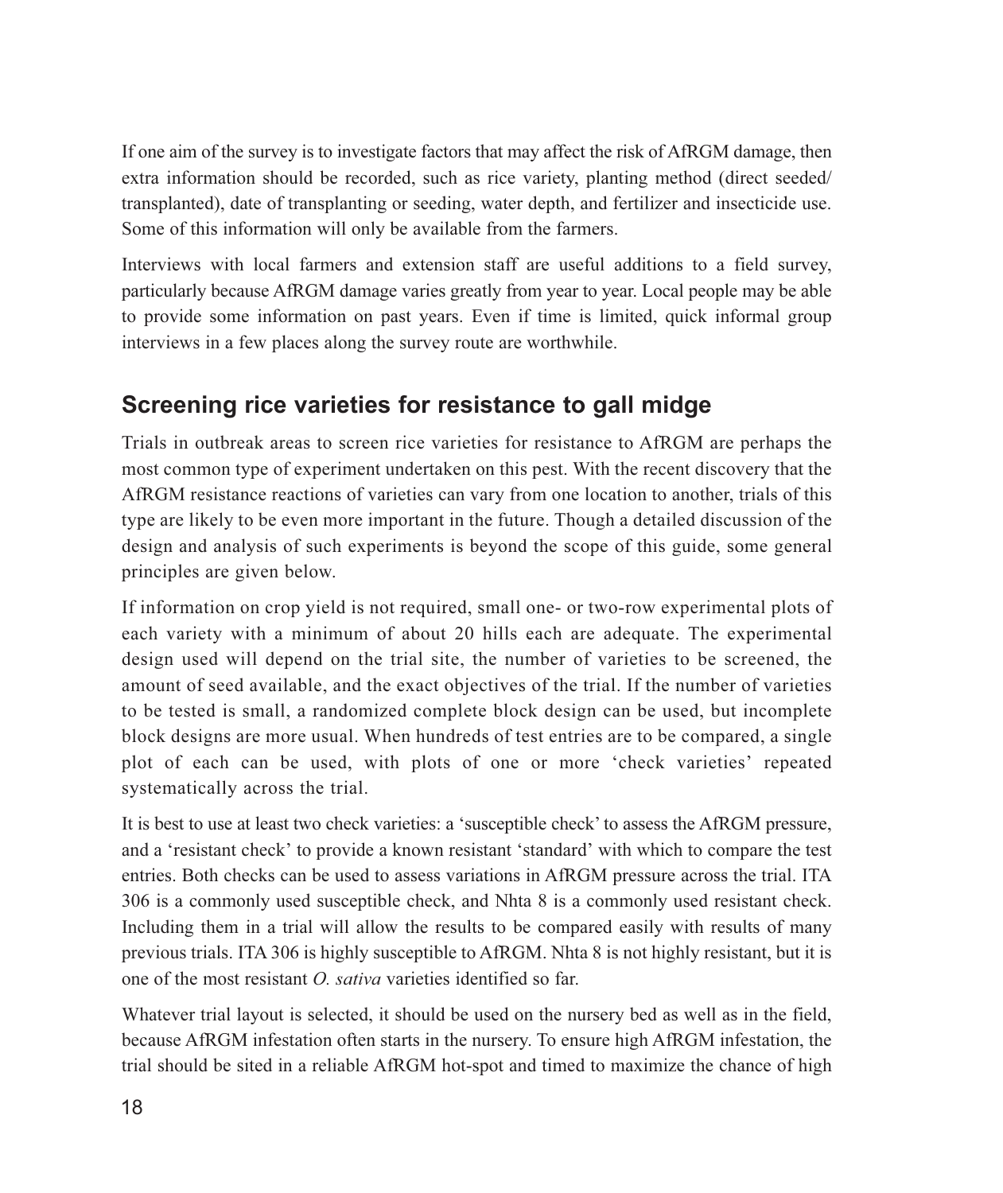If one aim of the survey is to investigate factors that may affect the risk of AfRGM damage, then extra information should be recorded, such as rice variety, planting method (direct seeded/ transplanted), date of transplanting or seeding, water depth, and fertilizer and insecticide use. Some of this information will only be available from the farmers.

Interviews with local farmers and extension staff are useful additions to a field survey, particularly because AfRGM damage varies greatly from year to year. Local people may be able to provide some information on past years. Even if time is limited, quick informal group interviews in a few places along the survey route are worthwhile.

## Screening rice varieties for resistance to gall midge

Trials in outbreak areas to screen rice varieties for resistance to AfRGM are perhaps the most common type of experiment undertaken on this pest. With the recent discovery that the AfRGM resistance reactions of varieties can vary from one location to another, trials of this type are likely to be even more important in the future. Though a detailed discussion of the design and analysis of such experiments is beyond the scope of this guide, some general principles are given below.

If information on crop yield is not required, small one- or two-row experimental plots of each variety with a minimum of about 20 hills each are adequate. The experimental design used will depend on the trial site, the number of varieties to be screened, the amount of seed available, and the exact objectives of the trial. If the number of varieties to be tested is small, a randomized complete block design can be used, but incomplete block designs are more usual. When hundreds of test entries are to be compared, a single plot of each can be used, with plots of one or more 'check varieties' repeated systematically across the trial.

It is best to use at least two check varieties: a 'susceptible check' to assess the AfRGM pressure, and a 'resistant check' to provide a known resistant 'standard' with which to compare the test entries. Both checks can be used to assess variations in AfRGM pressure across the trial. ITA 306 is a commonly used susceptible check, and Nhta 8 is a commonly used resistant check. Including them in a trial will allow the results to be compared easily with results of many previous trials. ITA 306 is highly susceptible to AfRGM. Nhta 8 is not highly resistant, but it is one of the most resistant *O. sativa* varieties identified so far.

Whatever trial layout is selected, it should be used on the nursery bed as well as in the field, because AfRGM infestation often starts in the nursery. To ensure high AfRGM infestation, the trial should be sited in a reliable AfRGM hot-spot and timed to maximize the chance of high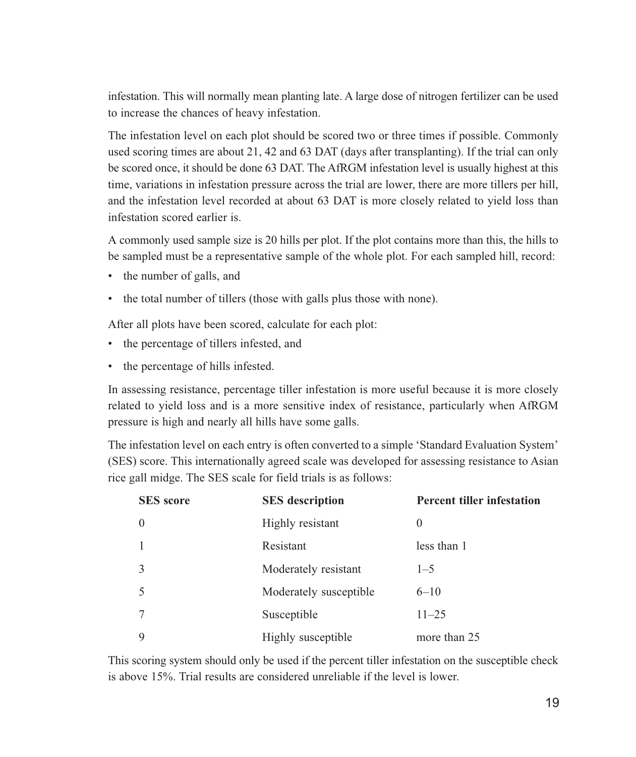infestation. This will normally mean planting late. A large dose of nitrogen fertilizer can be used to increase the chances of heavy infestation.

The infestation level on each plot should be scored two or three times if possible. Commonly used scoring times are about 21, 42 and 63 DAT (days after transplanting). If the trial can only be scored once, it should be done 63 DAT. The AfRGM infestation level is usually highest at this time, variations in infestation pressure across the trial are lower, there are more tillers per hill, and the infestation level recorded at about 63 DAT is more closely related to yield loss than infestation scored earlier is.

A commonly used sample size is 20 hills per plot. If the plot contains more than this, the hills to be sampled must be a representative sample of the whole plot. For each sampled hill, record:

- the number of galls, and
- the total number of tillers (those with galls plus those with none).

After all plots have been scored, calculate for each plot:

- the percentage of tillers infested, and
- the percentage of hills infested.

In assessing resistance, percentage tiller infestation is more useful because it is more closely related to yield loss and is a more sensitive index of resistance, particularly when AfRGM pressure is high and nearly all hills have some galls.

The infestation level on each entry is often converted to a simple 'Standard Evaluation System' (SES) score. This internationally agreed scale was developed for assessing resistance to Asian rice gall midge. The SES scale for field trials is as follows:

| SES score | SES description | Percent tiller infestation |
|---|---|---|
| 0 | Highly resistant | 0 |
| 1 | Resistant | less than 1 |
| 3 | Moderately resistant | 1–5 |
| 5 | Moderately susceptible | 6–10 |
| 7 | Susceptible | 11–25 |
| 9 | Highly susceptible | more than 25 |

This scoring system should only be used if the percent tiller infestation on the susceptible check is above 15%. Trial results are considered unreliable if the level is lower.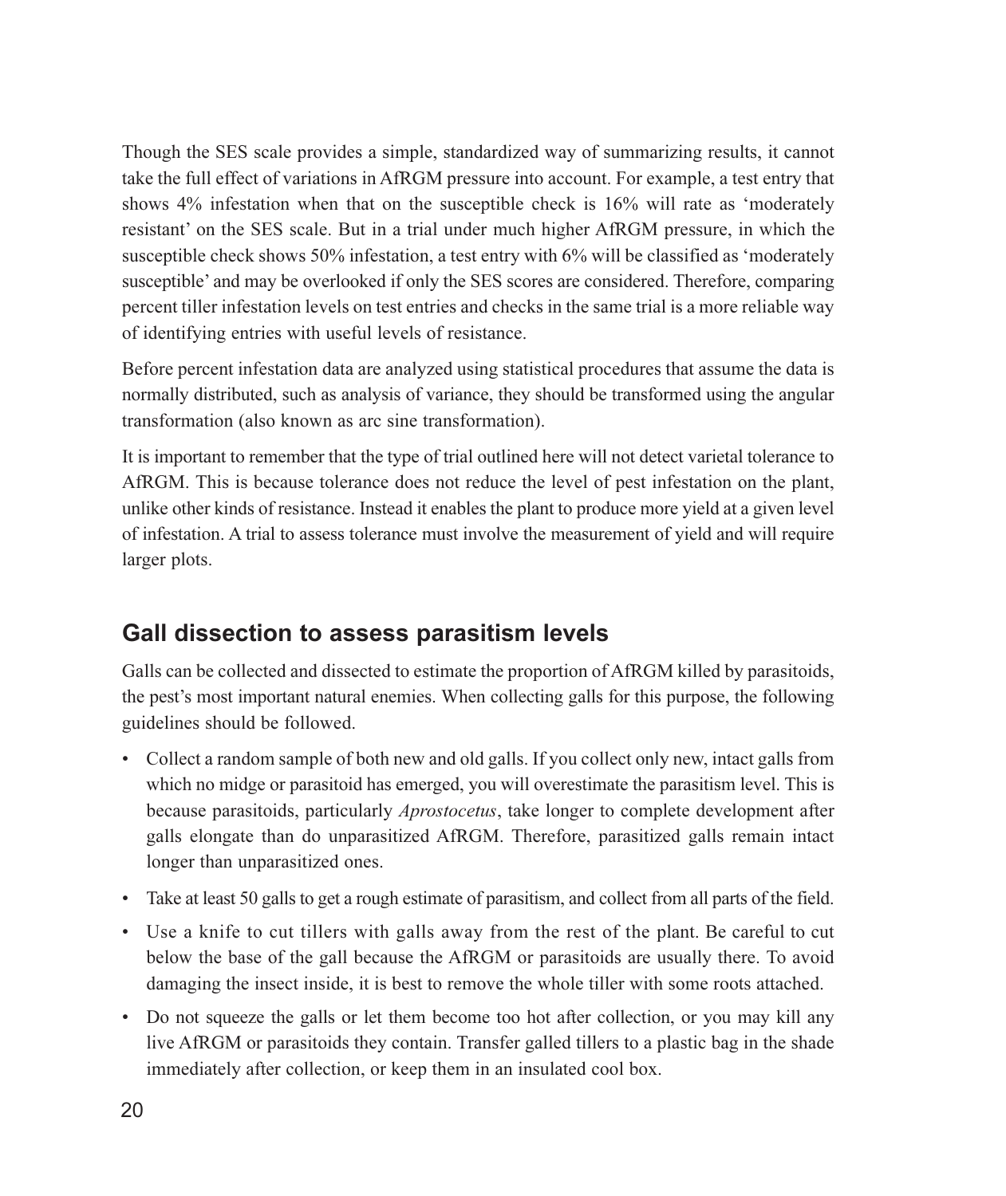Though the SES scale provides a simple, standardized way of summarizing results, it cannot take the full effect of variations in AfRGM pressure into account. For example, a test entry that shows 4% infestation when that on the susceptible check is 16% will rate as 'moderately resistant' on the SES scale. But in a trial under much higher AfRGM pressure, in which the susceptible check shows 50% infestation, a test entry with 6% will be classified as 'moderately susceptible' and may be overlooked if only the SES scores are considered. Therefore, comparing percent tiller infestation levels on test entries and checks in the same trial is a more reliable way of identifying entries with useful levels of resistance.

Before percent infestation data are analyzed using statistical procedures that assume the data is normally distributed, such as analysis of variance, they should be transformed using the angular transformation (also known as arc sine transformation).

It is important to remember that the type of trial outlined here will not detect varietal tolerance to AfRGM. This is because tolerance does not reduce the level of pest infestation on the plant, unlike other kinds of resistance. Instead it enables the plant to produce more yield at a given level of infestation. A trial to assess tolerance must involve the measurement of yield and will require larger plots.

## Gall dissection to assess parasitism levels

Galls can be collected and dissected to estimate the proportion of AfRGM killed by parasitoids, the pest's most important natural enemies. When collecting galls for this purpose, the following guidelines should be followed.

- Collect a random sample of both new and old galls. If you collect only new, intact galls from which no midge or parasitoid has emerged, you will overestimate the parasitism level. This is because parasitoids, particularly *Aprostocetus*, take longer to complete development after galls elongate than do unparasitized AfRGM. Therefore, parasitized galls remain intact longer than unparasitized ones.
- Take at least 50 galls to get a rough estimate of parasitism, and collect from all parts of the field.
- Use a knife to cut tillers with galls away from the rest of the plant. Be careful to cut below the base of the gall because the AfRGM or parasitoids are usually there. To avoid damaging the insect inside, it is best to remove the whole tiller with some roots attached.
- Do not squeeze the galls or let them become too hot after collection, or you may kill any live AfRGM or parasitoids they contain. Transfer galled tillers to a plastic bag in the shade immediately after collection, or keep them in an insulated cool box.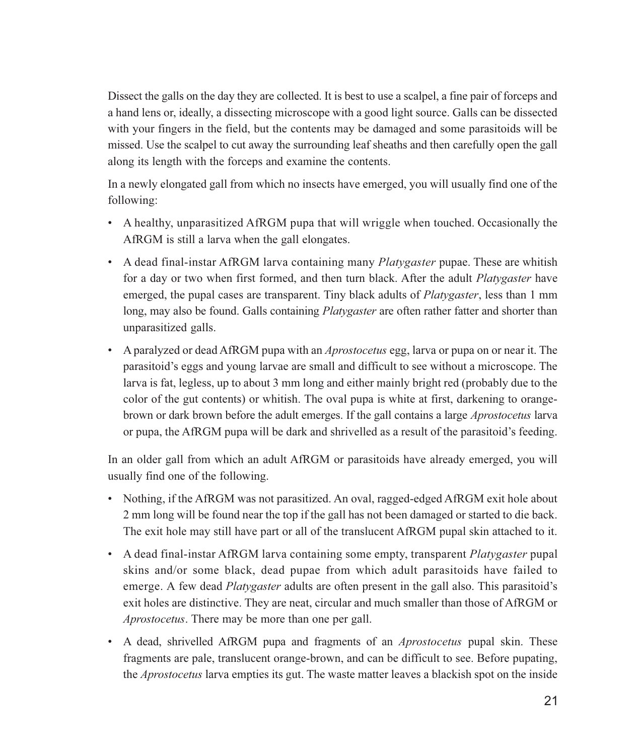Dissect the galls on the day they are collected. It is best to use a scalpel, a fine pair of forceps and a hand lens or, ideally, a dissecting microscope with a good light source. Galls can be dissected with your fingers in the field, but the contents may be damaged and some parasitoids will be missed. Use the scalpel to cut away the surrounding leaf sheaths and then carefully open the gall along its length with the forceps and examine the contents.

In a newly elongated gall from which no insects have emerged, you will usually find one of the following:

- A healthy, unparasitized AfRGM pupa that will wriggle when touched. Occasionally the AfRGM is still a larva when the gall elongates.
- A dead final-instar AfRGM larva containing many *Platygaster* pupae. These are whitish for a day or two when first formed, and then turn black. After the adult *Platygaster* have emerged, the pupal cases are transparent. Tiny black adults of *Platygaster*, less than 1 mm long, may also be found. Galls containing *Platygaster* are often rather fatter and shorter than unparasitized galls.
- A paralyzed or dead AfRGM pupa with an *Aprostocetus* egg, larva or pupa on or near it. The parasitoid's eggs and young larvae are small and difficult to see without a microscope. The larva is fat, legless, up to about 3 mm long and either mainly bright red (probably due to the color of the gut contents) or whitish. The oval pupa is white at first, darkening to orange-brown or dark brown before the adult emerges. If the gall contains a large *Aprostocetus* larva or pupa, the AfRGM pupa will be dark and shrivelled as a result of the parasitoid's feeding.

In an older gall from which an adult AfRGM or parasitoids have already emerged, you will usually find one of the following.

- Nothing, if the AfRGM was not parasitized. An oval, ragged-edged AfRGM exit hole about 2 mm long will be found near the top if the gall has not been damaged or started to die back. The exit hole may still have part or all of the translucent AfRGM pupal skin attached to it.
- A dead final-instar AfRGM larva containing some empty, transparent *Platygaster* pupal skins and/or some black, dead pupae from which adult parasitoids have failed to emerge. A few dead *Platygaster* adults are often present in the gall also. This parasitoid's exit holes are distinctive. They are neat, circular and much smaller than those of AfRGM or *Aprostocetus*. There may be more than one per gall.
- A dead, shrivelled AfRGM pupa and fragments of an *Aprostocetus* pupal skin. These fragments are pale, translucent orange-brown, and can be difficult to see. Before pupating, the *Aprostocetus* larva empties its gut. The waste matter leaves a blackish spot on the inside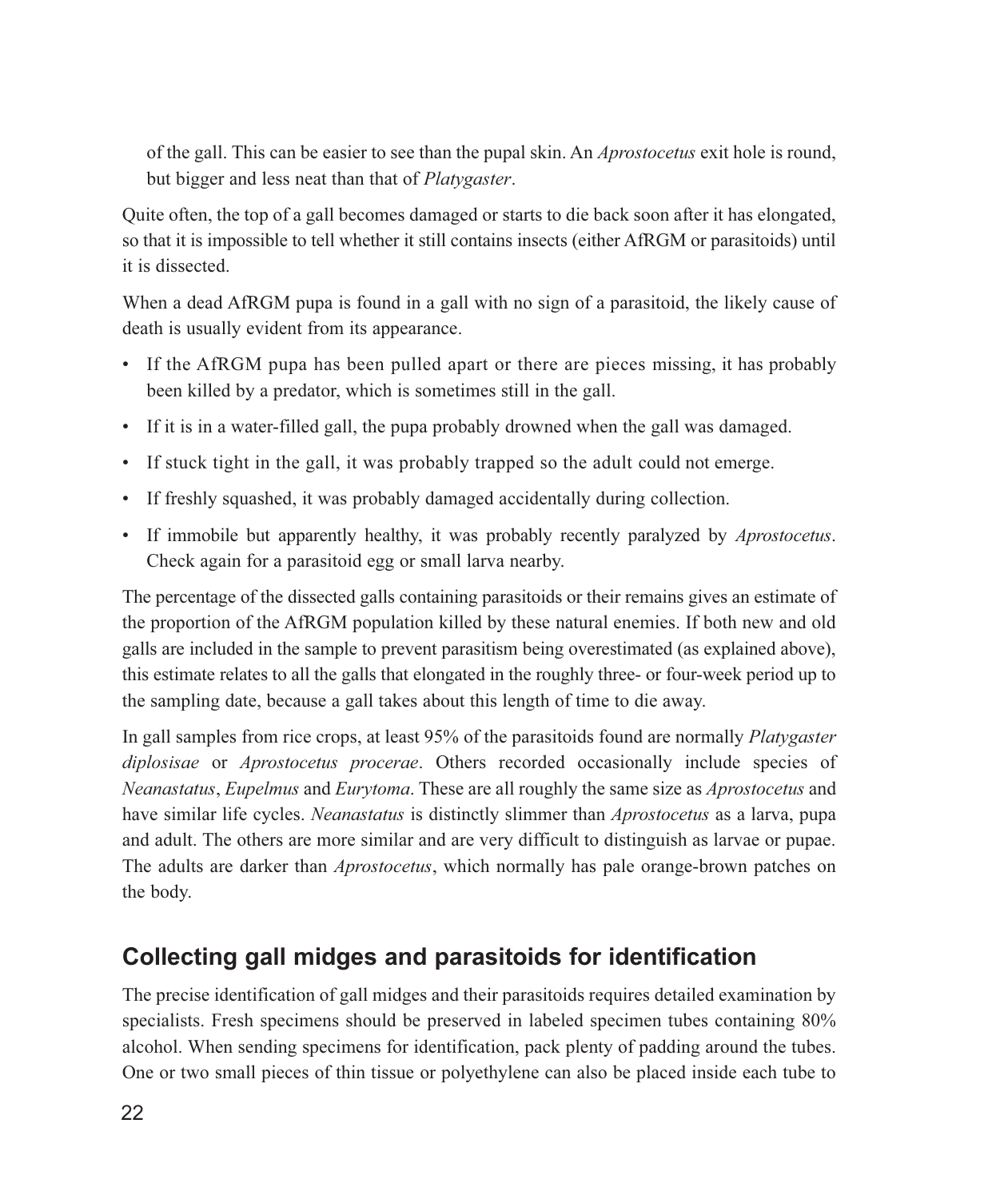of the gall. This can be easier to see than the pupal skin. An *Aprostocetus* exit hole is round, but bigger and less neat than that of *Platygaster*.

Quite often, the top of a gall becomes damaged or starts to die back soon after it has elongated, so that it is impossible to tell whether it still contains insects (either AfRGM or parasitoids) until it is dissected.

When a dead AfRGM pupa is found in a gall with no sign of a parasitoid, the likely cause of death is usually evident from its appearance.

- If the AfRGM pupa has been pulled apart or there are pieces missing, it has probably been killed by a predator, which is sometimes still in the gall.
- If it is in a water-filled gall, the pupa probably drowned when the gall was damaged.
- If stuck tight in the gall, it was probably trapped so the adult could not emerge.
- If freshly squashed, it was probably damaged accidentally during collection.
- If immobile but apparently healthy, it was probably recently paralyzed by *Aprostocetus*. Check again for a parasitoid egg or small larva nearby.

The percentage of the dissected galls containing parasitoids or their remains gives an estimate of the proportion of the AfRGM population killed by these natural enemies. If both new and old galls are included in the sample to prevent parasitism being overestimated (as explained above), this estimate relates to all the galls that elongated in the roughly three- or four-week period up to the sampling date, because a gall takes about this length of time to die away.

In gall samples from rice crops, at least 95% of the parasitoids found are normally *Platygaster diplosisae* or *Aprostocetus procerae*. Others recorded occasionally include species of *Neanastatus*, *Eupelmus* and *Eurytoma*. These are all roughly the same size as *Aprostocetus* and have similar life cycles. *Neanastatus* is distinctly slimmer than *Aprostocetus* as a larva, pupa and adult. The others are more similar and are very difficult to distinguish as larvae or pupae. The adults are darker than *Aprostocetus*, which normally has pale orange-brown patches on the body.

## Collecting gall midges and parasitoids for identification

The precise identification of gall midges and their parasitoids requires detailed examination by specialists. Fresh specimens should be preserved in labeled specimen tubes containing 80% alcohol. When sending specimens for identification, pack plenty of padding around the tubes. One or two small pieces of thin tissue or polyethylene can also be placed inside each tube to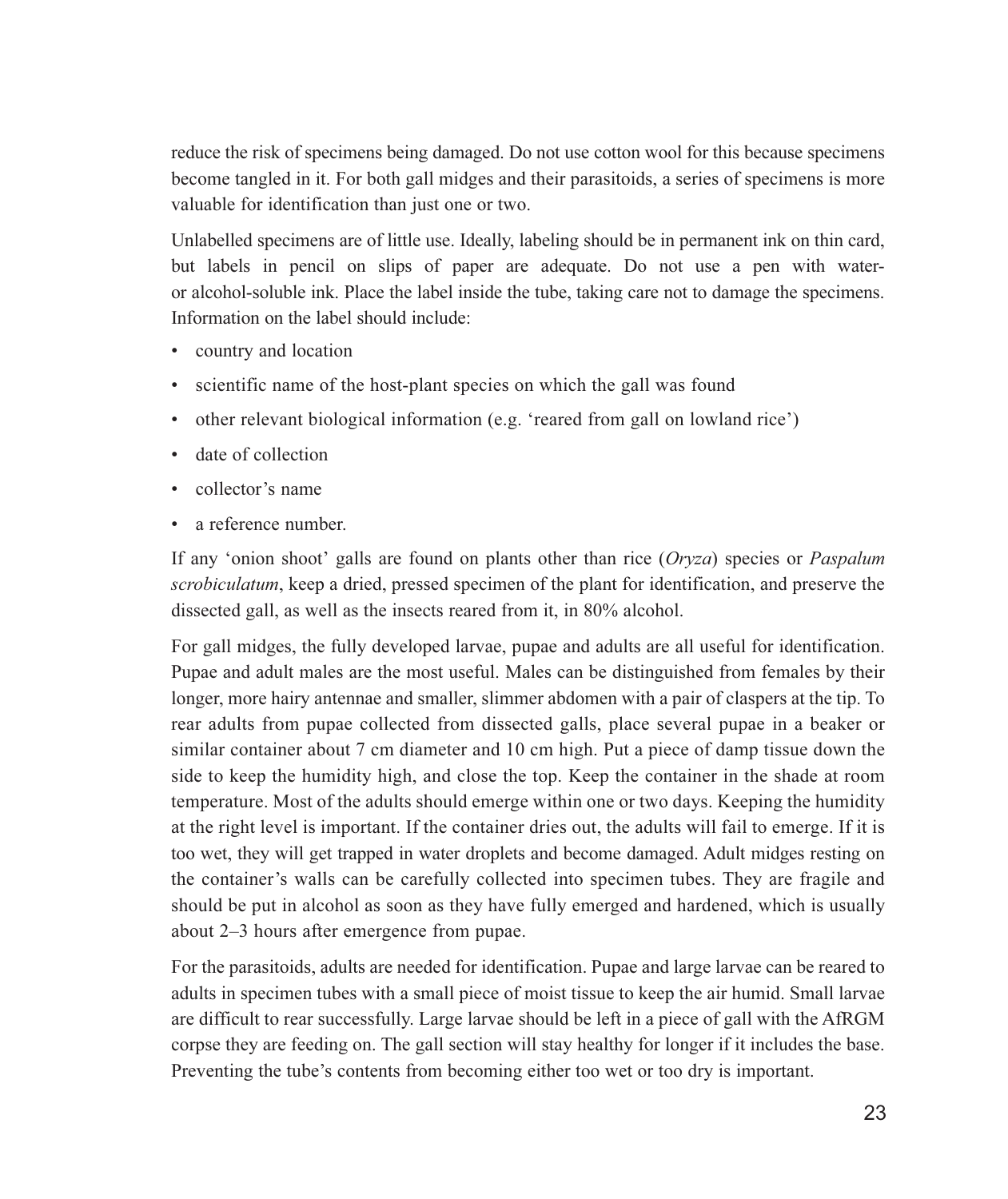reduce the risk of specimens being damaged. Do not use cotton wool for this because specimens become tangled in it. For both gall midges and their parasitoids, a series of specimens is more valuable for identification than just one or two.

Unlabelled specimens are of little use. Ideally, labeling should be in permanent ink on thin card, but labels in pencil on slips of paper are adequate. Do not use a pen with water- or alcohol-soluble ink. Place the label inside the tube, taking care not to damage the specimens. Information on the label should include:

- country and location
- scientific name of the host-plant species on which the gall was found
- other relevant biological information (e.g. 'reared from gall on lowland rice')
- date of collection
- collector's name
- a reference number.

If any 'onion shoot' galls are found on plants other than rice (*Oryza*) species or *Paspalum scrobiculatum*, keep a dried, pressed specimen of the plant for identification, and preserve the dissected gall, as well as the insects reared from it, in 80% alcohol.

For gall midges, the fully developed larvae, pupae and adults are all useful for identification. Pupae and adult males are the most useful. Males can be distinguished from females by their longer, more hairy antennae and smaller, slimmer abdomen with a pair of claspers at the tip. To rear adults from pupae collected from dissected galls, place several pupae in a beaker or similar container about 7 cm diameter and 10 cm high. Put a piece of damp tissue down the side to keep the humidity high, and close the top. Keep the container in the shade at room temperature. Most of the adults should emerge within one or two days. Keeping the humidity at the right level is important. If the container dries out, the adults will fail to emerge. If it is too wet, they will get trapped in water droplets and become damaged. Adult midges resting on the container's walls can be carefully collected into specimen tubes. They are fragile and should be put in alcohol as soon as they have fully emerged and hardened, which is usually about 2–3 hours after emergence from pupae.

For the parasitoids, adults are needed for identification. Pupae and large larvae can be reared to adults in specimen tubes with a small piece of moist tissue to keep the air humid. Small larvae are difficult to rear successfully. Large larvae should be left in a piece of gall with the AfRGM corpse they are feeding on. The gall section will stay healthy for longer if it includes the base. Preventing the tube's contents from becoming either too wet or too dry is important.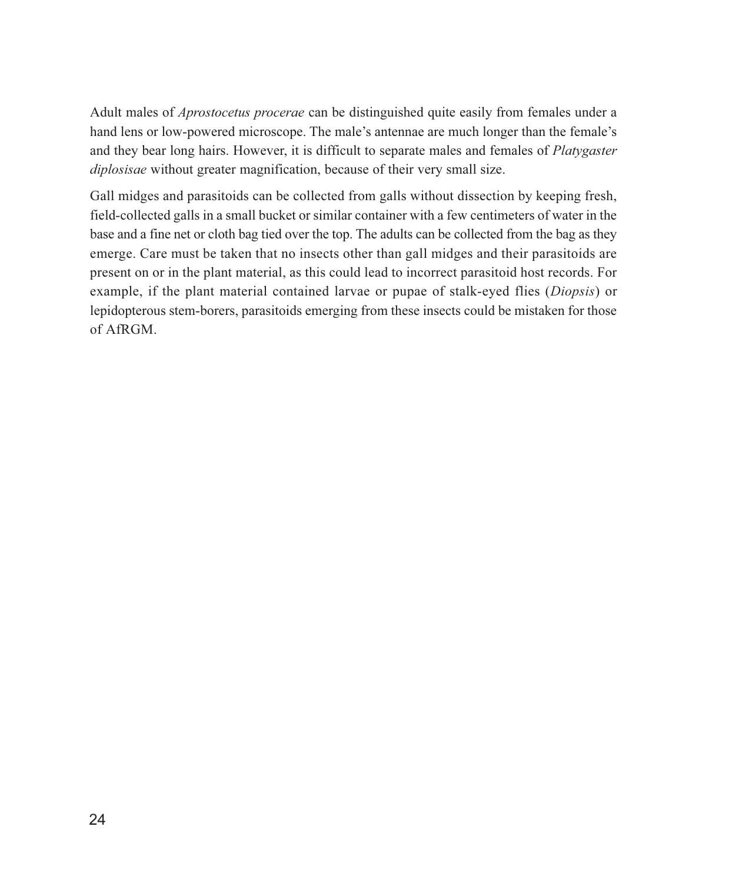Adult males of *Aprostocetus procerae* can be distinguished quite easily from females under a hand lens or low-powered microscope. The male's antennae are much longer than the female's and they bear long hairs. However, it is difficult to separate males and females of *Platygaster diplosisae* without greater magnification, because of their very small size.

Gall midges and parasitoids can be collected from galls without dissection by keeping fresh, field-collected galls in a small bucket or similar container with a few centimeters of water in the base and a fine net or cloth bag tied over the top. The adults can be collected from the bag as they emerge. Care must be taken that no insects other than gall midges and their parasitoids are present on or in the plant material, as this could lead to incorrect parasitoid host records. For example, if the plant material contained larvae or pupae of stalk-eyed flies (*Diopsis*) or lepidopterous stem-borers, parasitoids emerging from these insects could be mistaken for those of AfRGM.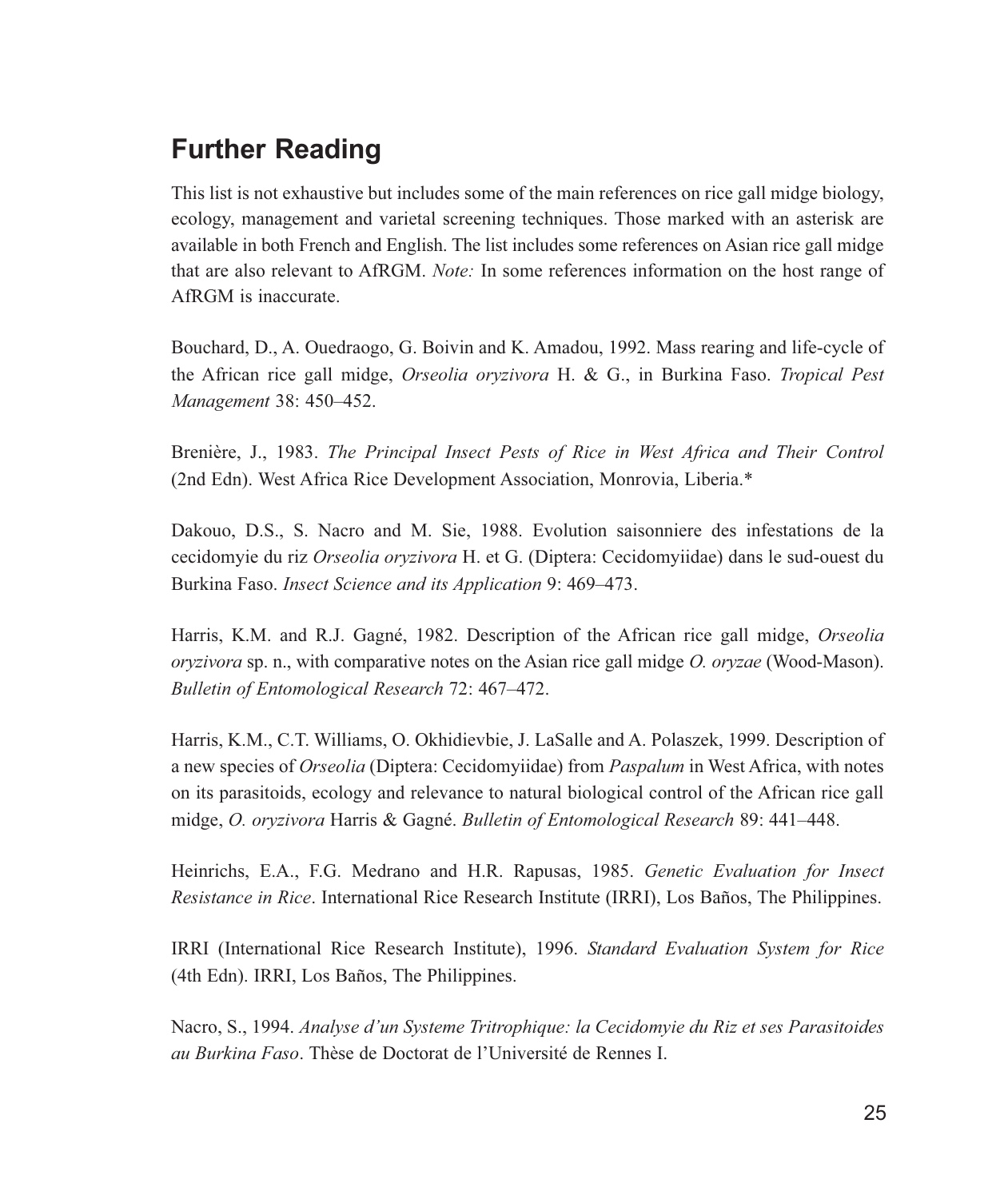## Further Reading

This list is not exhaustive but includes some of the main references on rice gall midge biology, ecology, management and varietal screening techniques. Those marked with an asterisk are available in both French and English. The list includes some references on Asian rice gall midge that are also relevant to AfRGM. *Note:* In some references information on the host range of AfRGM is inaccurate.

Bouchard, D., A. Ouedraogo, G. Boivin and K. Amadou, 1992. Mass rearing and life-cycle of the African rice gall midge, *Orseolia oryzivora* H. & G., in Burkina Faso. *Tropical Pest Management* 38: 450–452.

Brenière, J., 1983. *The Principal Insect Pests of Rice in West Africa and Their Control* (2nd Edn). West Africa Rice Development Association, Monrovia, Liberia.*

Dakouo, D.S., S. Nacro and M. Sie, 1988. Evolution saisonniere des infestations de la cecidomyie du riz *Orseolia oryzivora* H. et G. (Diptera: Cecidomyiidae) dans le sud-ouest du Burkina Faso. *Insect Science and its Application* 9: 469–473.

Harris, K.M. and R.J. Gagné, 1982. Description of the African rice gall midge, *Orseolia oryzivora* sp. n., with comparative notes on the Asian rice gall midge *O. oryzae* (Wood-Mason). *Bulletin of Entomological Research* 72: 467–472.

Harris, K.M., C.T. Williams, O. Okhidievbie, J. LaSalle and A. Polaszek, 1999. Description of a new species of *Orseolia* (Diptera: Cecidomyiidae) from *Paspalum* in West Africa, with notes on its parasitoids, ecology and relevance to natural biological control of the African rice gall midge, *O. oryzivora* Harris & Gagné. *Bulletin of Entomological Research* 89: 441–448.

Heinrichs, E.A., F.G. Medrano and H.R. Rapusas, 1985. *Genetic Evaluation for Insect Resistance in Rice*. International Rice Research Institute (IRRI), Los Baños, The Philippines.

IRRI (International Rice Research Institute), 1996. *Standard Evaluation System for Rice* (4th Edn). IRRI, Los Baños, The Philippines.

Nacro, S., 1994. *Analyse d'un Systeme Tritrophique: la Cecidomyie du Riz et ses Parasitoides au Burkina Faso*. Thèse de Doctorat de l'Université de Rennes I.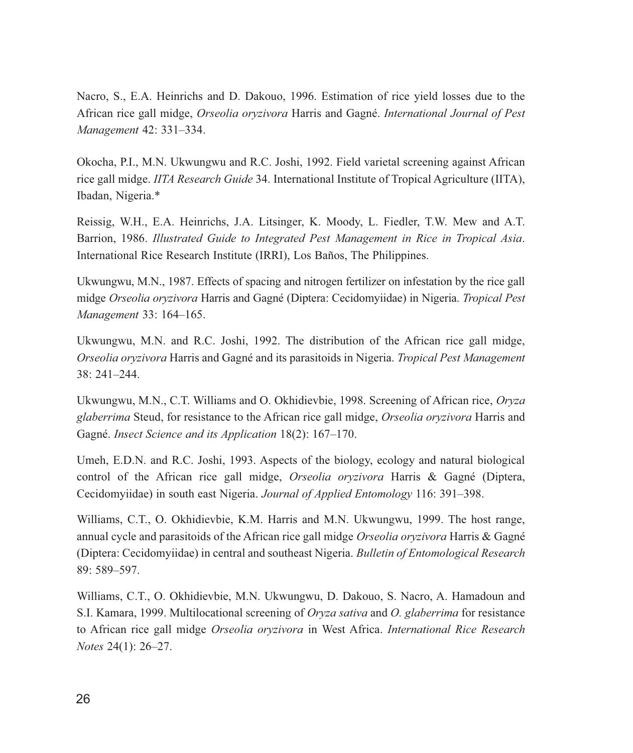Nacro, S., E.A. Heinrichs and D. Dakouo, 1996. Estimation of rice yield losses due to the African rice gall midge, *Orseolia oryzivora* Harris and Gagné. *International Journal of Pest Management* 42: 331–334.

Okocha, P.I., M.N. Ukwungwu and R.C. Joshi, 1992. Field varietal screening against African rice gall midge. *IITA Research Guide* 34. International Institute of Tropical Agriculture (IITA), Ibadan, Nigeria.*

Reissig, W.H., E.A. Heinrichs, J.A. Litsinger, K. Moody, L. Fiedler, T.W. Mew and A.T. Barrion, 1986. *Illustrated Guide to Integrated Pest Management in Rice in Tropical Asia*. International Rice Research Institute (IRRI), Los Baños, The Philippines.

Ukwungwu, M.N., 1987. Effects of spacing and nitrogen fertilizer on infestation by the rice gall midge *Orseolia oryzivora* Harris and Gagné (Diptera: Cecidomyiidae) in Nigeria. *Tropical Pest Management* 33: 164–165.

Ukwungwu, M.N. and R.C. Joshi, 1992. The distribution of the African rice gall midge, *Orseolia oryzivora* Harris and Gagné and its parasitoids in Nigeria. *Tropical Pest Management* 38: 241–244.

Ukwungwu, M.N., C.T. Williams and O. Okhidievbie, 1998. Screening of African rice, *Oryza glaberrima* Steud, for resistance to the African rice gall midge, *Orseolia oryzivora* Harris and Gagné. *Insect Science and its Application* 18(2): 167–170.

Umeh, E.D.N. and R.C. Joshi, 1993. Aspects of the biology, ecology and natural biological control of the African rice gall midge, *Orseolia oryzivora* Harris & Gagné (Diptera, Cecidomyiidae) in south east Nigeria. *Journal of Applied Entomology* 116: 391–398.

Williams, C.T., O. Okhidievbie, K.M. Harris and M.N. Ukwungwu, 1999. The host range, annual cycle and parasitoids of the African rice gall midge *Orseolia oryzivora* Harris & Gagné (Diptera: Cecidomyiidae) in central and southeast Nigeria. *Bulletin of Entomological Research* 89: 589–597.

Williams, C.T., O. Okhidievbie, M.N. Ukwungwu, D. Dakouo, S. Nacro, A. Hamadoun and S.I. Kamara, 1999. Multilocational screening of *Oryza sativa* and *O. glaberrima* for resistance to African rice gall midge *Orseolia oryzivora* in West Africa. *International Rice Research Notes* 24(1): 26–27.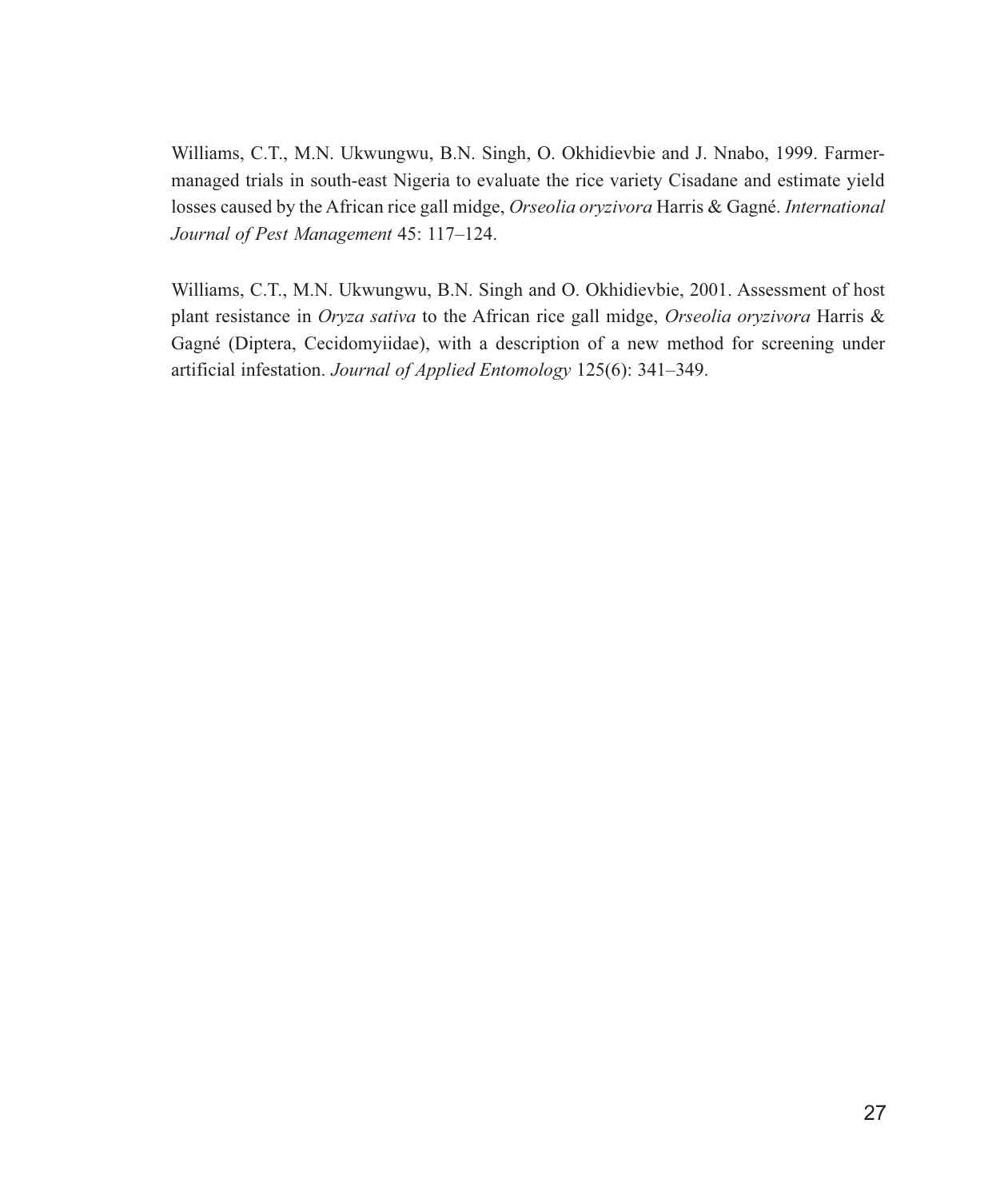Williams, C.T., M.N. Ukwungwu, B.N. Singh, O. Okhidievbie and J. Nnabo, 1999. Farmer-managed trials in south-east Nigeria to evaluate the rice variety Cisadane and estimate yield losses caused by the African rice gall midge, *Orseolia oryzivora* Harris & Gagné. *International Journal of Pest Management* 45: 117–124.

Williams, C.T., M.N. Ukwungwu, B.N. Singh and O. Okhidievbie, 2001. Assessment of host plant resistance in *Oryza sativa* to the African rice gall midge, *Orseolia oryzivora* Harris & Gagné (Diptera, Cecidomyiidae), with a description of a new method for screening under artificial infestation. *Journal of Applied Entomology* 125(6): 341–349.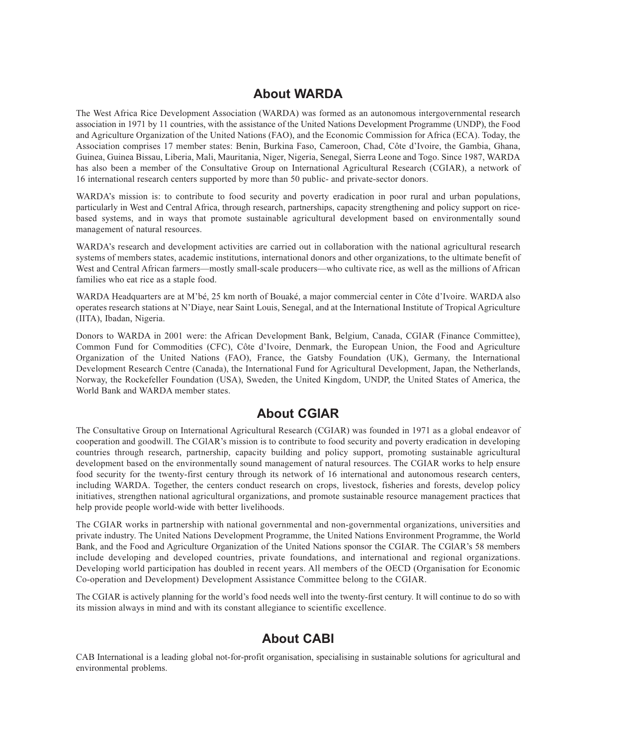## About WARDA

The West Africa Rice Development Association (WARDA) was formed as an autonomous intergovernmental research association in 1971 by 11 countries, with the assistance of the United Nations Development Programme (UNDP), the Food and Agriculture Organization of the United Nations (FAO), and the Economic Commission for Africa (ECA). Today, the Association comprises 17 member states: Benin, Burkina Faso, Cameroon, Chad, Côte d'Ivoire, the Gambia, Ghana, Guinea, Guinea Bissau, Liberia, Mali, Mauritania, Niger, Nigeria, Senegal, Sierra Leone and Togo. Since 1987, WARDA has also been a member of the Consultative Group on International Agricultural Research (CGIAR), a network of 16 international research centers supported by more than 50 public- and private-sector donors.

WARDA's mission is: to contribute to food security and poverty eradication in poor rural and urban populations, particularly in West and Central Africa, through research, partnerships, capacity strengthening and policy support on rice-based systems, and in ways that promote sustainable agricultural development based on environmentally sound management of natural resources.

WARDA's research and development activities are carried out in collaboration with the national agricultural research systems of members states, academic institutions, international donors and other organizations, to the ultimate benefit of West and Central African farmers—mostly small-scale producers—who cultivate rice, as well as the millions of African families who eat rice as a staple food.

WARDA Headquarters are at M'bé, 25 km north of Bouaké, a major commercial center in Côte d'Ivoire. WARDA also operates research stations at N'Diaye, near Saint Louis, Senegal, and at the International Institute of Tropical Agriculture (IITA), Ibadan, Nigeria.

Donors to WARDA in 2001 were: the African Development Bank, Belgium, Canada, CGIAR (Finance Committee), Common Fund for Commodities (CFC), Côte d'Ivoire, Denmark, the European Union, the Food and Agriculture Organization of the United Nations (FAO), France, the Gatsby Foundation (UK), Germany, the International Development Research Centre (Canada), the International Fund for Agricultural Development, Japan, the Netherlands, Norway, the Rockefeller Foundation (USA), Sweden, the United Kingdom, UNDP, the United States of America, the World Bank and WARDA member states.

## About CGIAR

The Consultative Group on International Agricultural Research (CGIAR) was founded in 1971 as a global endeavor of cooperation and goodwill. The CGIAR's mission is to contribute to food security and poverty eradication in developing countries through research, partnership, capacity building and policy support, promoting sustainable agricultural development based on the environmentally sound management of natural resources. The CGIAR works to help ensure food security for the twenty-first century through its network of 16 international and autonomous research centers, including WARDA. Together, the centers conduct research on crops, livestock, fisheries and forests, develop policy initiatives, strengthen national agricultural organizations, and promote sustainable resource management practices that help provide people world-wide with better livelihoods.

The CGIAR works in partnership with national governmental and non-governmental organizations, universities and private industry. The United Nations Development Programme, the United Nations Environment Programme, the World Bank, and the Food and Agriculture Organization of the United Nations sponsor the CGIAR. The CGIAR's 58 members include developing and developed countries, private foundations, and international and regional organizations. Developing world participation has doubled in recent years. All members of the OECD (Organisation for Economic Co-operation and Development) Development Assistance Committee belong to the CGIAR.

The CGIAR is actively planning for the world's food needs well into the twenty-first century. It will continue to do so with its mission always in mind and with its constant allegiance to scientific excellence.

## About CABI

CAB International is a leading global not-for-profit organisation, specialising in sustainable solutions for agricultural and environmental problems.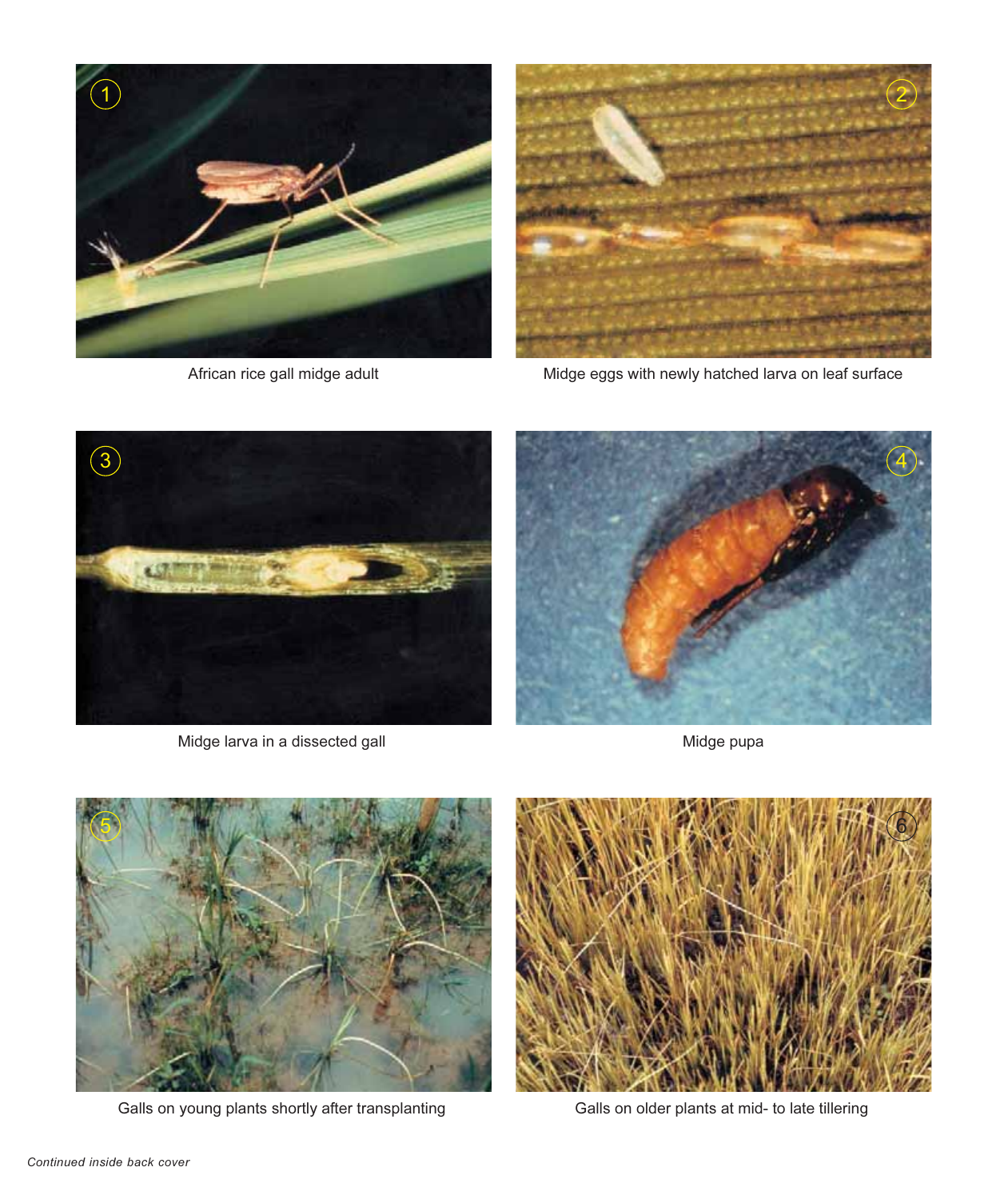African rice gall midge adult

Midge eggs with newly hatched larva on leaf surface

Midge larva in a dissected gall

Midge pupa

Galls on young plants shortly after transplanting

Galls on older plants at mid- to late tillering

*Continued inside back cover*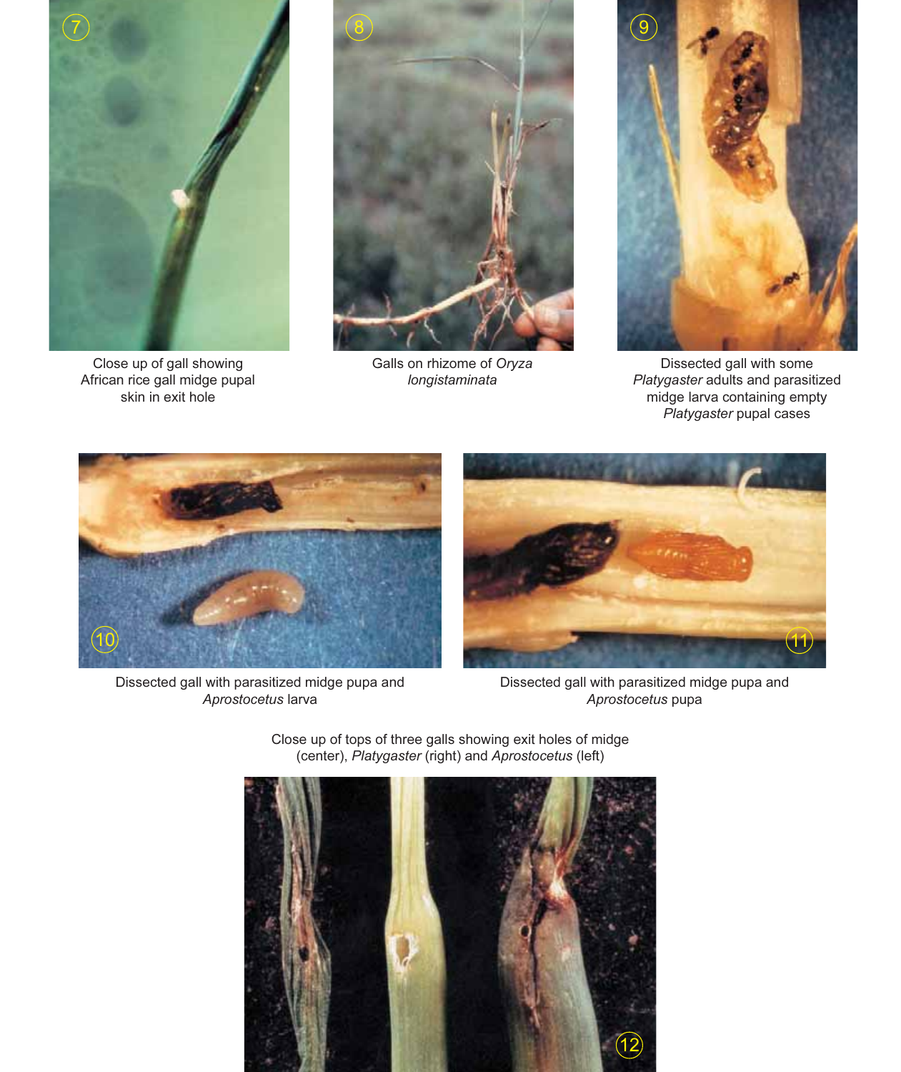Close up of gall showing African rice gall midge pupal skin in exit hole

Galls on rhizome of *Oryza longistaminata*

Dissected gall with some *Platygaster* adults and parasitized midge larva containing empty *Platygaster* pupal cases

Dissected gall with parasitized midge pupa and *Aprostocetus* larva

Dissected gall with parasitized midge pupa and *Aprostocetus* pupa

Close up of tops of three galls showing exit holes of midge (center), *Platygaster* (right) and *Aprostocetus* (left)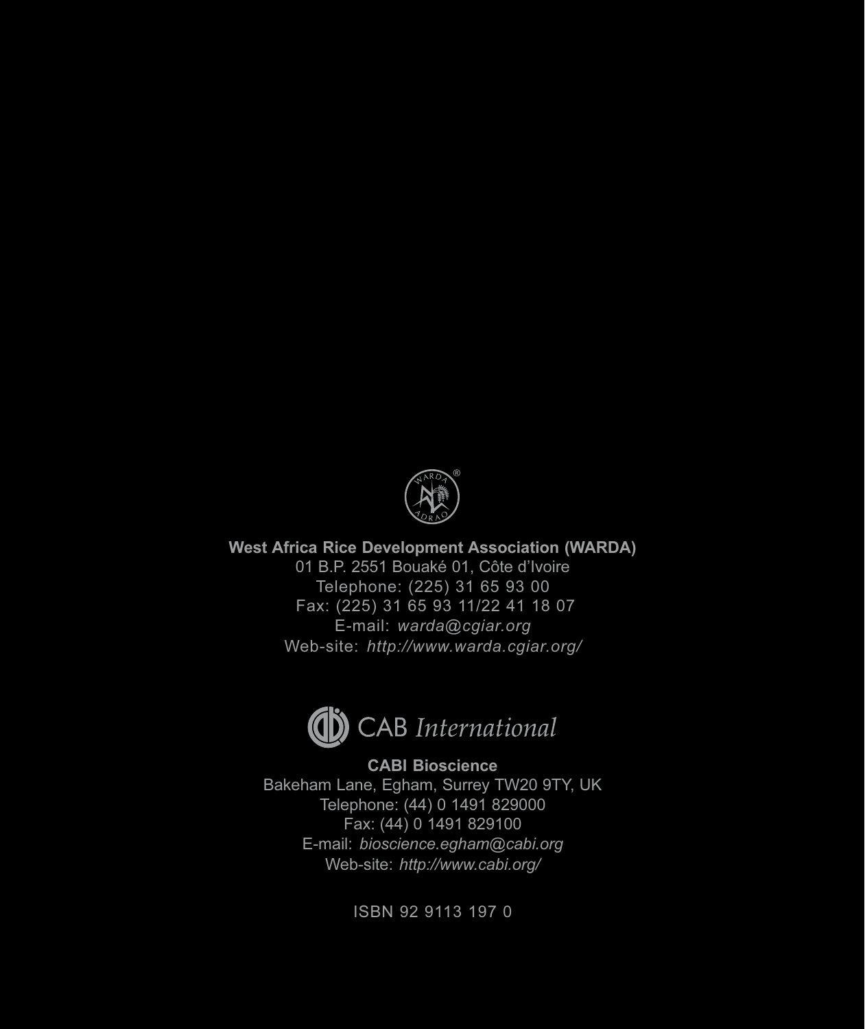**West Africa Rice Development Association (WARDA)**
01 B.P. 2551 Bouaké 01, Côte d'Ivoire
Telephone: (225) 31 65 93 00
Fax: (225) 31 65 93 11/22 41 18 07
E-mail: *warda@cgiar.org*
Web-site: *http://www.warda.cgiar.org/*

CAB *International*

**CABI Bioscience**
Bakeham Lane, Egham, Surrey TW20 9TY, UK
Telephone: (44) 0 1491 829000
Fax: (44) 0 1491 829100
E-mail: *bioscience.egham@cabi.org*
Web-site: *http://www.cabi.org/*

ISBN 92 9113 197 0